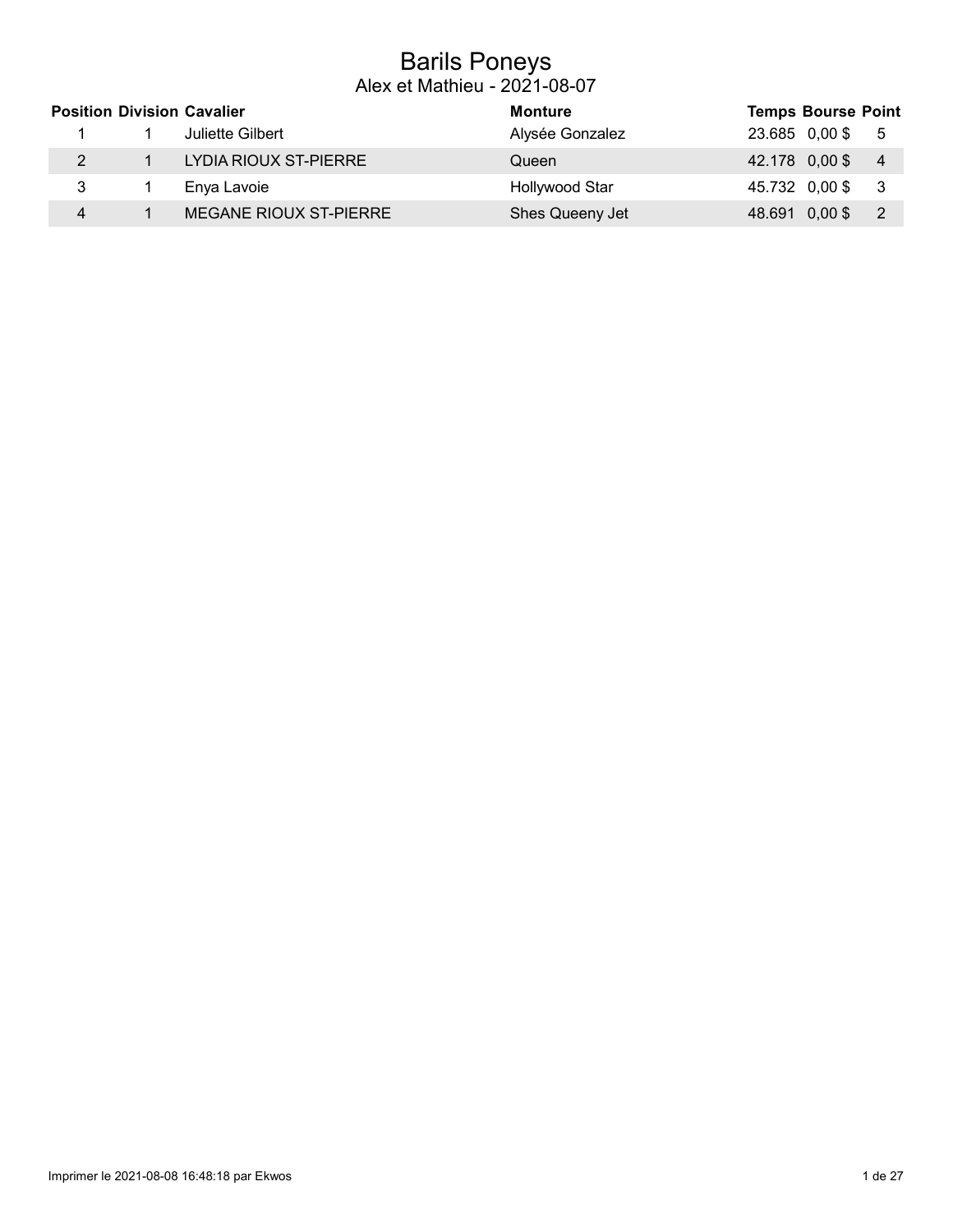# Barils Poneys

## Alex et Mathieu - 2021-08-07

| Position | Division | Cavalier | Monture | Temps | Bourse | Point |
|---|---|---|---|---|---|---|
| 1 | 1 | Juliette Gilbert | Alysée Gonzalez | 23.685 | 0,00 $ | 5 |
| 2 | 1 | LYDIA RIOUX ST-PIERRE | Queen | 42.178 | 0,00 $ | 4 |
| 3 | 1 | Enya Lavoie | Hollywood Star | 45.732 | 0,00 $ | 3 |
| 4 | 1 | MEGANE RIOUX ST-PIERRE | Shes Queeny Jet | 48.691 | 0,00 $ | 2 |

Imprimer le 2021-08-08 16:48:18 par Ekwos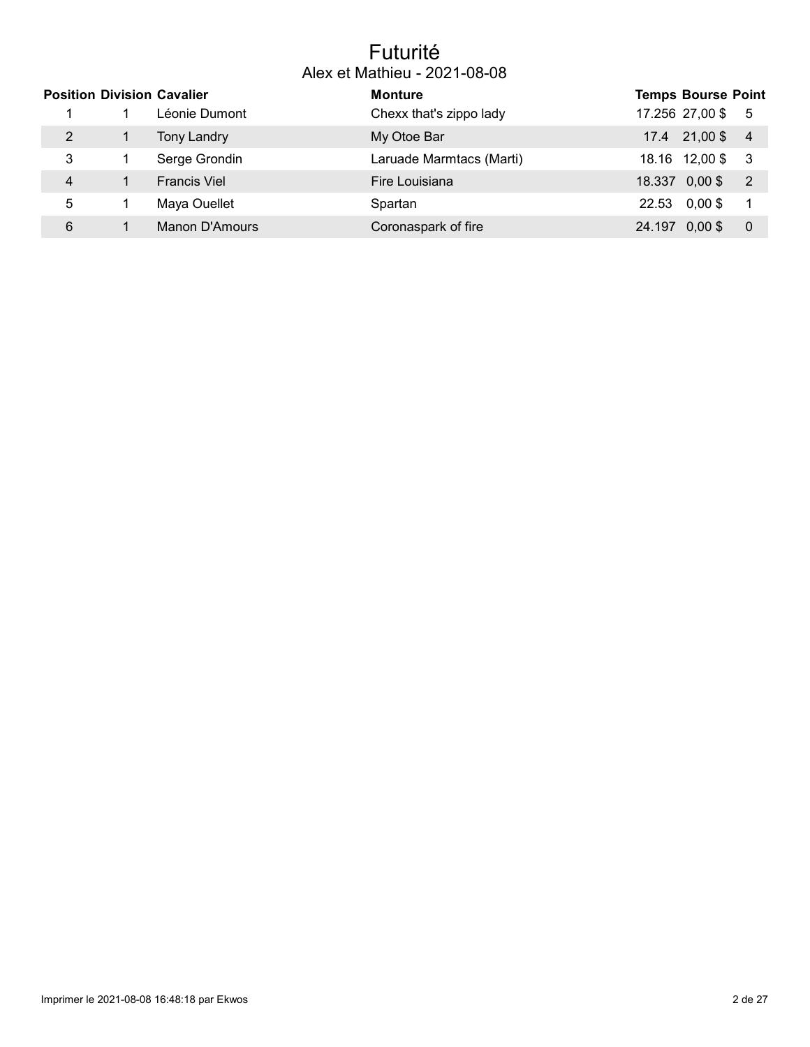# Futurité

## Alex et Mathieu - 2021-08-08

| Position | Division | Cavalier | Monture | Temps | Bourse | Point |
|---|---|---|---|---|---|---|
| 1 | 1 | Léonie Dumont | Chexx that's zippo lady | 17.256 | 27,00 $ | 5 |
| 2 | 1 | Tony Landry | My Otoe Bar | 17.4 | 21,00 $ | 4 |
| 3 | 1 | Serge Grondin | Laruade Marmtacs (Marti) | 18.16 | 12,00 $ | 3 |
| 4 | 1 | Francis Viel | Fire Louisiana | 18.337 | 0,00 $ | 2 |
| 5 | 1 | Maya Ouellet | Spartan | 22.53 | 0,00 $ | 1 |
| 6 | 1 | Manon D'Amours | Coronaspark of fire | 24.197 | 0,00 $ | 0 |

Imprimer le 2021-08-08 16:48:18 par Ekwos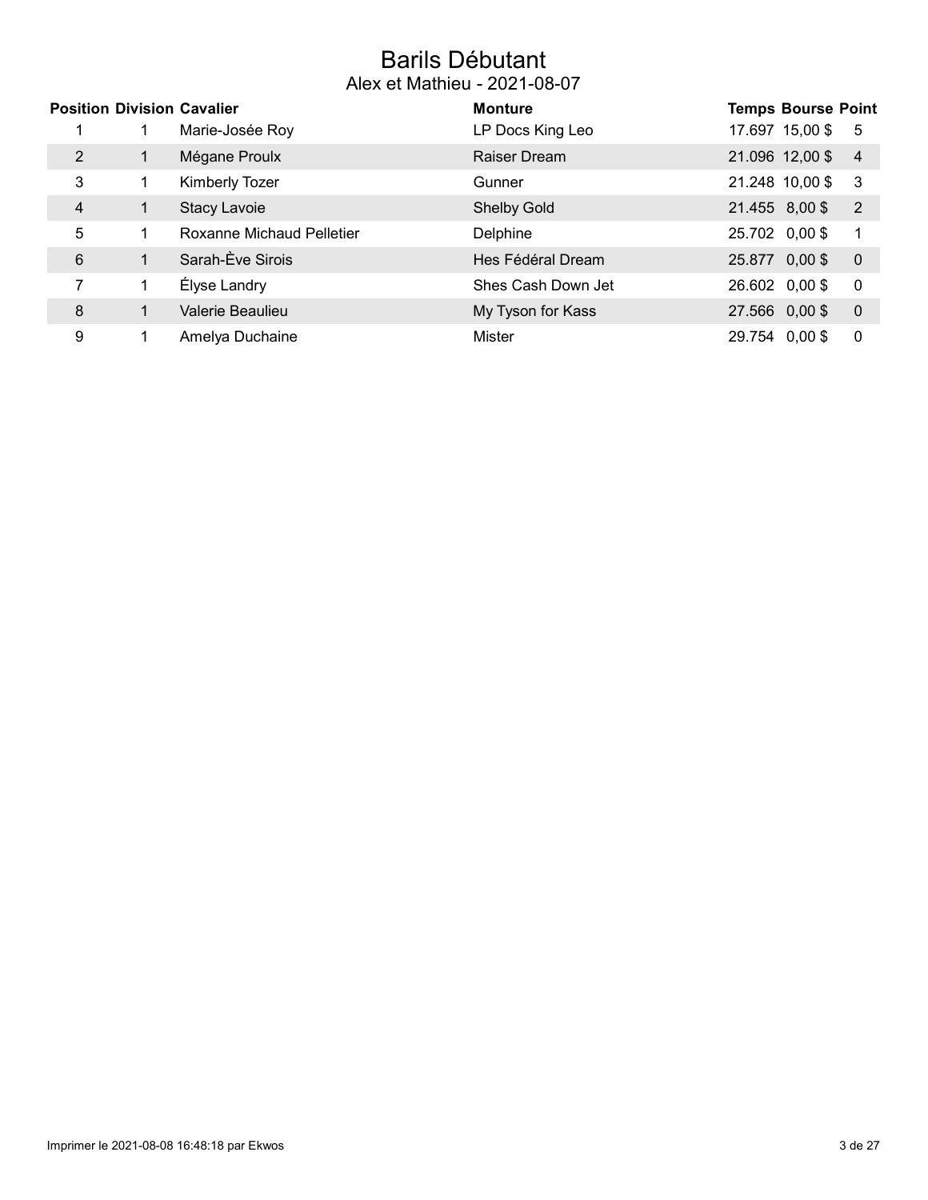# Barils Débutant

## Alex et Mathieu - 2021-08-07

| Position | Division | Cavalier | Monture | Temps | Bourse | Point |
|---|---|---|---|---|---|---|
| 1 | 1 | Marie-Josée Roy | LP Docs King Leo | 17.697 | 15,00 $ | 5 |
| 2 | 1 | Mégane Proulx | Raiser Dream | 21.096 | 12,00 $ | 4 |
| 3 | 1 | Kimberly Tozer | Gunner | 21.248 | 10,00 $ | 3 |
| 4 | 1 | Stacy Lavoie | Shelby Gold | 21.455 | 8,00 $ | 2 |
| 5 | 1 | Roxanne Michaud Pelletier | Delphine | 25.702 | 0,00 $ | 1 |
| 6 | 1 | Sarah-Ève Sirois | Hes Fédéral Dream | 25.877 | 0,00 $ | 0 |
| 7 | 1 | Élyse Landry | Shes Cash Down Jet | 26.602 | 0,00 $ | 0 |
| 8 | 1 | Valerie Beaulieu | My Tyson for Kass | 27.566 | 0,00 $ | 0 |
| 9 | 1 | Amelya Duchaine | Mister | 29.754 | 0,00 $ | 0 |

Imprimer le 2021-08-08 16:48:18 par Ekwos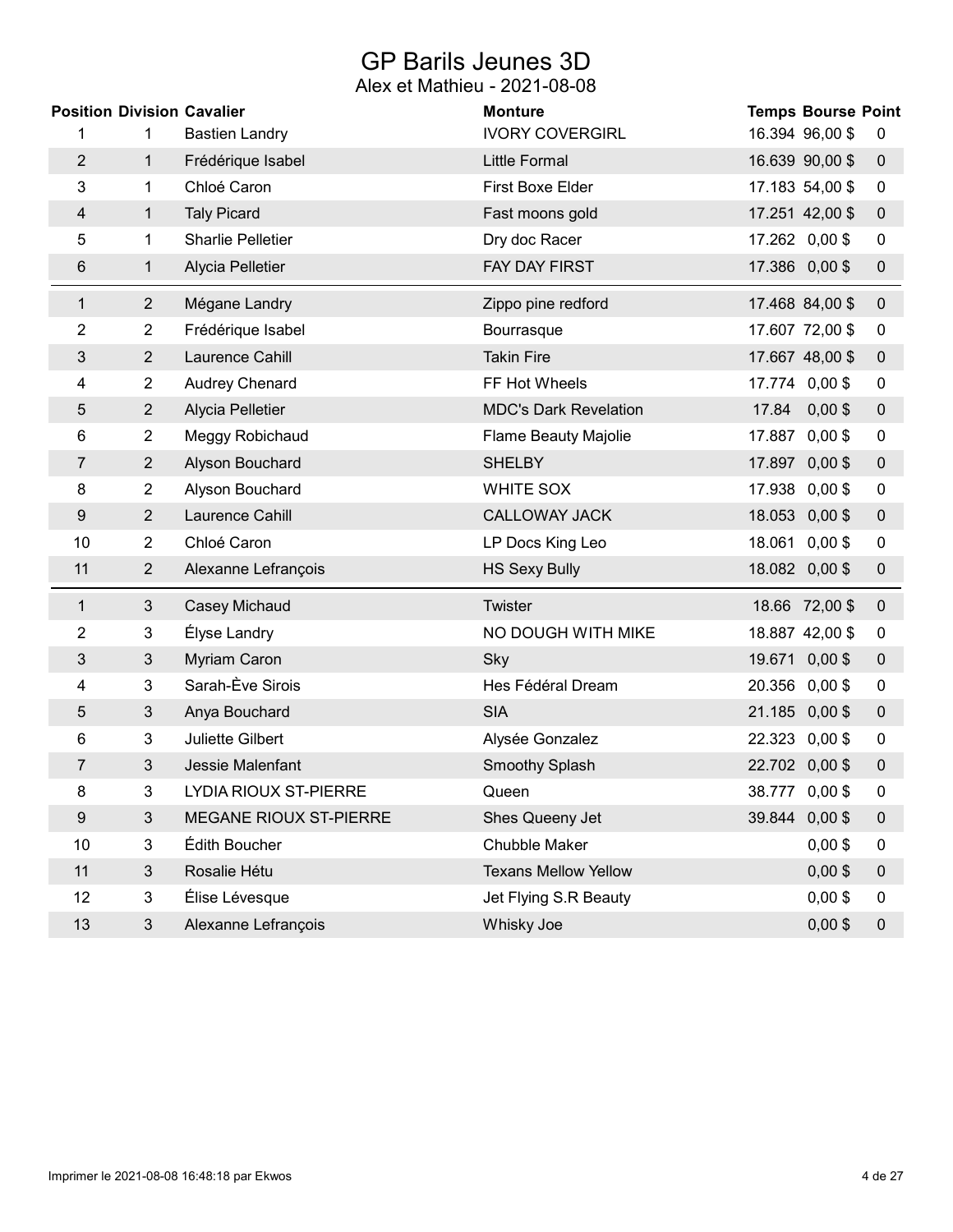# GP Barils Jeunes 3D

## Alex et Mathieu - 2021-08-08

| Position | Division | Cavalier | Monture | Temps | Bourse | Point |
|---|---|---|---|---|---|---|
| 1 | 1 | Bastien Landry | IVORY COVERGIRL | 16.394 | 96,00 $ | 0 |
| 2 | 1 | Frédérique Isabel | Little Formal | 16.639 | 90,00 $ | 0 |
| 3 | 1 | Chloé Caron | First Boxe Elder | 17.183 | 54,00 $ | 0 |
| 4 | 1 | Taly Picard | Fast moons gold | 17.251 | 42,00 $ | 0 |
| 5 | 1 | Sharlie Pelletier | Dry doc Racer | 17.262 | 0,00 $ | 0 |
| 6 | 1 | Alycia Pelletier | FAY DAY FIRST | 17.386 | 0,00 $ | 0 |
| 1 | 2 | Mégane Landry | Zippo pine redford | 17.468 | 84,00 $ | 0 |
| 2 | 2 | Frédérique Isabel | Bourrasque | 17.607 | 72,00 $ | 0 |
| 3 | 2 | Laurence Cahill | Takin Fire | 17.667 | 48,00 $ | 0 |
| 4 | 2 | Audrey Chenard | FF Hot Wheels | 17.774 | 0,00 $ | 0 |
| 5 | 2 | Alycia Pelletier | MDC's Dark Revelation | 17.84 | 0,00 $ | 0 |
| 6 | 2 | Meggy Robichaud | Flame Beauty Majolie | 17.887 | 0,00 $ | 0 |
| 7 | 2 | Alyson Bouchard | SHELBY | 17.897 | 0,00 $ | 0 |
| 8 | 2 | Alyson Bouchard | WHITE SOX | 17.938 | 0,00 $ | 0 |
| 9 | 2 | Laurence Cahill | CALLOWAY JACK | 18.053 | 0,00 $ | 0 |
| 10 | 2 | Chloé Caron | LP Docs King Leo | 18.061 | 0,00 $ | 0 |
| 11 | 2 | Alexanne Lefrançois | HS Sexy Bully | 18.082 | 0,00 $ | 0 |
| 1 | 3 | Casey Michaud | Twister | 18.66 | 72,00 $ | 0 |
| 2 | 3 | Élyse Landry | NO DOUGH WITH MIKE | 18.887 | 42,00 $ | 0 |
| 3 | 3 | Myriam Caron | Sky | 19.671 | 0,00 $ | 0 |
| 4 | 3 | Sarah-Ève Sirois | Hes Fédéral Dream | 20.356 | 0,00 $ | 0 |
| 5 | 3 | Anya Bouchard | SIA | 21.185 | 0,00 $ | 0 |
| 6 | 3 | Juliette Gilbert | Alysée Gonzalez | 22.323 | 0,00 $ | 0 |
| 7 | 3 | Jessie Malenfant | Smoothy Splash | 22.702 | 0,00 $ | 0 |
| 8 | 3 | LYDIA RIOUX ST-PIERRE | Queen | 38.777 | 0,00 $ | 0 |
| 9 | 3 | MEGANE RIOUX ST-PIERRE | Shes Queeny Jet | 39.844 | 0,00 $ | 0 |
| 10 | 3 | Édith Boucher | Chubble Maker | | 0,00 $ | 0 |
| 11 | 3 | Rosalie Hétu | Texans Mellow Yellow | | 0,00 $ | 0 |
| 12 | 3 | Élise Lévesque | Jet Flying S.R Beauty | | 0,00 $ | 0 |
| 13 | 3 | Alexanne Lefrançois | Whisky Joe | | 0,00 $ | 0 |

Imprimer le 2021-08-08 16:48:18 par Ekwos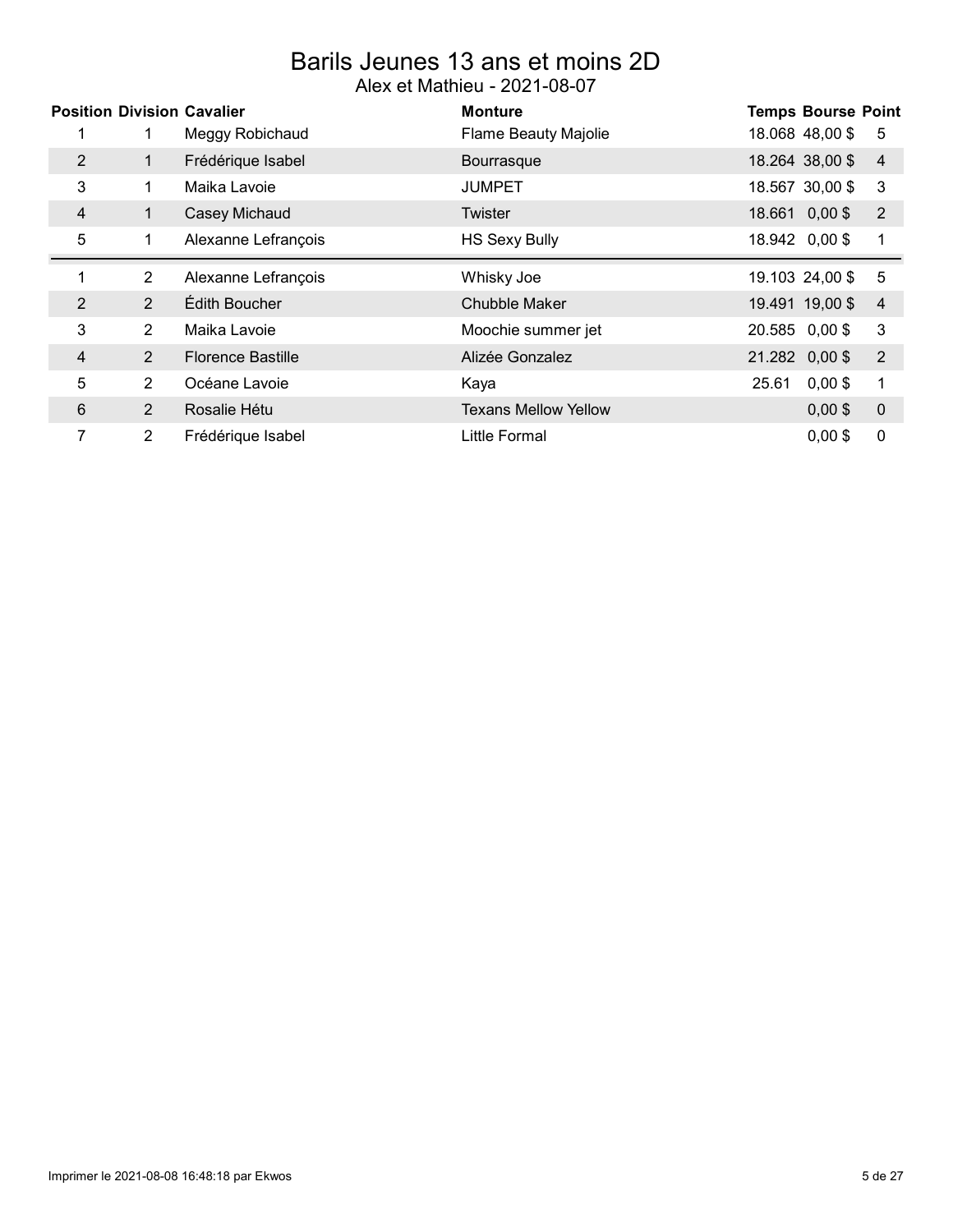# Barils Jeunes 13 ans et moins 2D

Alex et Mathieu - 2021-08-07

| Position | Division | Cavalier | Monture | Temps | Bourse | Point |
|---|---|---|---|---|---|---|
| 1 | 1 | Meggy Robichaud | Flame Beauty Majolie | 18.068 | 48,00 $ | 5 |
| 2 | 1 | Frédérique Isabel | Bourrasque | 18.264 | 38,00 $ | 4 |
| 3 | 1 | Maika Lavoie | JUMPET | 18.567 | 30,00 $ | 3 |
| 4 | 1 | Casey Michaud | Twister | 18.661 | 0,00 $ | 2 |
| 5 | 1 | Alexanne Lefrançois | HS Sexy Bully | 18.942 | 0,00 $ | 1 |
| 1 | 2 | Alexanne Lefrançois | Whisky Joe | 19.103 | 24,00 $ | 5 |
| 2 | 2 | Édith Boucher | Chubble Maker | 19.491 | 19,00 $ | 4 |
| 3 | 2 | Maika Lavoie | Moochie summer jet | 20.585 | 0,00 $ | 3 |
| 4 | 2 | Florence Bastille | Alizée Gonzalez | 21.282 | 0,00 $ | 2 |
| 5 | 2 | Océane Lavoie | Kaya | 25.61 | 0,00 $ | 1 |
| 6 | 2 | Rosalie Hétu | Texans Mellow Yellow | | 0,00 $ | 0 |
| 7 | 2 | Frédérique Isabel | Little Formal | | 0,00 $ | 0 |

Imprimer le 2021-08-08 16:48:18 par Ekwos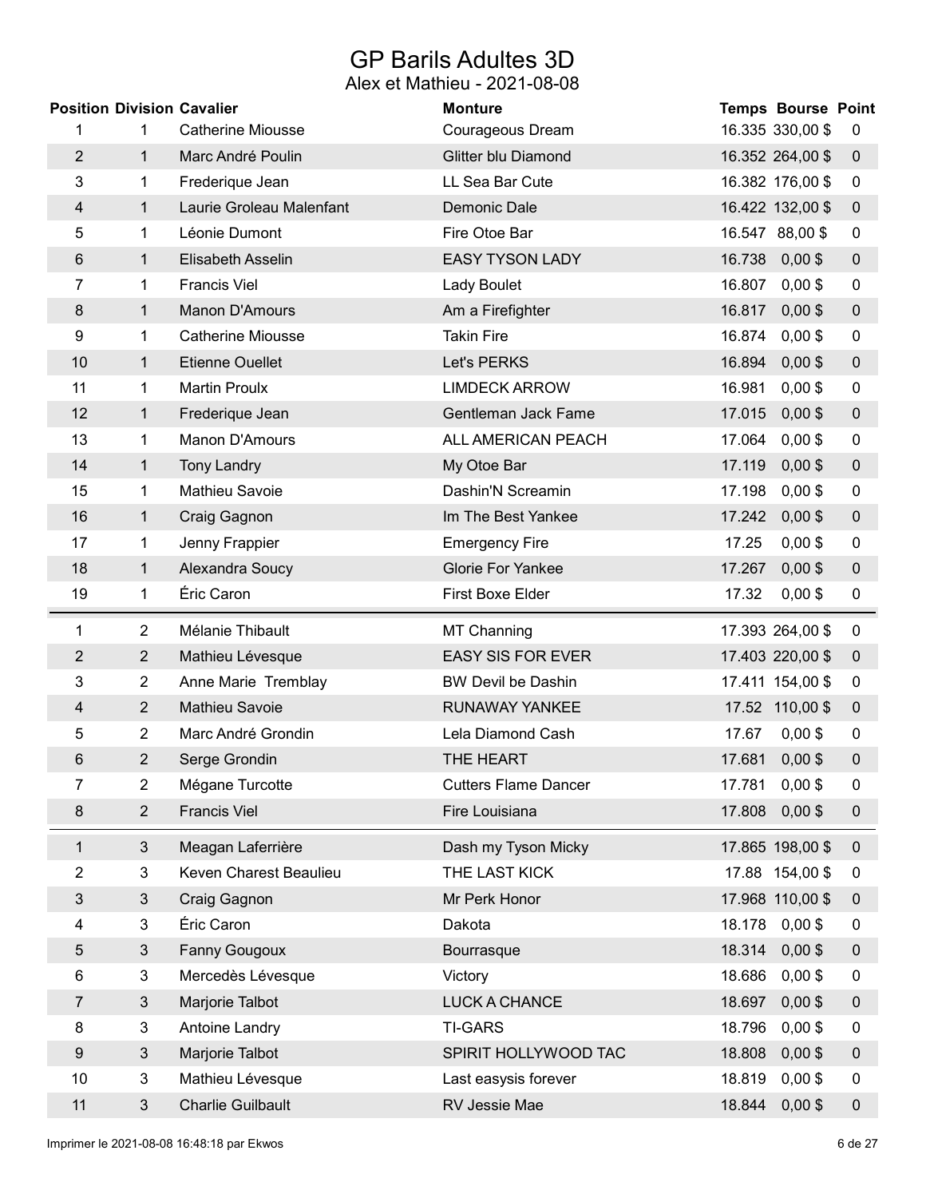# GP Barils Adultes 3D

## Alex et Mathieu - 2021-08-08

| Position | Division | Cavalier | Monture | Temps | Bourse | Point |
|---|---|---|---|---|---|---|
| 1 | 1 | Catherine Miousse | Courageous Dream | 16.335 | 330,00 $ | 0 |
| 2 | 1 | Marc André Poulin | Glitter blu Diamond | 16.352 | 264,00 $ | 0 |
| 3 | 1 | Frederique Jean | LL Sea Bar Cute | 16.382 | 176,00 $ | 0 |
| 4 | 1 | Laurie Groleau Malenfant | Demonic Dale | 16.422 | 132,00 $ | 0 |
| 5 | 1 | Léonie Dumont | Fire Otoe Bar | 16.547 | 88,00 $ | 0 |
| 6 | 1 | Elisabeth Asselin | EASY TYSON LADY | 16.738 | 0,00 $ | 0 |
| 7 | 1 | Francis Viel | Lady Boulet | 16.807 | 0,00 $ | 0 |
| 8 | 1 | Manon D'Amours | Am a Firefighter | 16.817 | 0,00 $ | 0 |
| 9 | 1 | Catherine Miousse | Takin Fire | 16.874 | 0,00 $ | 0 |
| 10 | 1 | Etienne Ouellet | Let's PERKS | 16.894 | 0,00 $ | 0 |
| 11 | 1 | Martin Proulx | LIMDECK ARROW | 16.981 | 0,00 $ | 0 |
| 12 | 1 | Frederique Jean | Gentleman Jack Fame | 17.015 | 0,00 $ | 0 |
| 13 | 1 | Manon D'Amours | ALL AMERICAN PEACH | 17.064 | 0,00 $ | 0 |
| 14 | 1 | Tony Landry | My Otoe Bar | 17.119 | 0,00 $ | 0 |
| 15 | 1 | Mathieu Savoie | Dashin'N Screamin | 17.198 | 0,00 $ | 0 |
| 16 | 1 | Craig Gagnon | Im The Best Yankee | 17.242 | 0,00 $ | 0 |
| 17 | 1 | Jenny Frappier | Emergency Fire | 17.25 | 0,00 $ | 0 |
| 18 | 1 | Alexandra Soucy | Glorie For Yankee | 17.267 | 0,00 $ | 0 |
| 19 | 1 | Éric Caron | First Boxe Elder | 17.32 | 0,00 $ | 0 |
| 1 | 2 | Mélanie Thibault | MT Channing | 17.393 | 264,00 $ | 0 |
| 2 | 2 | Mathieu Lévesque | EASY SIS FOR EVER | 17.403 | 220,00 $ | 0 |
| 3 | 2 | Anne Marie Tremblay | BW Devil be Dashin | 17.411 | 154,00 $ | 0 |
| 4 | 2 | Mathieu Savoie | RUNAWAY YANKEE | 17.52 | 110,00 $ | 0 |
| 5 | 2 | Marc André Grondin | Lela Diamond Cash | 17.67 | 0,00 $ | 0 |
| 6 | 2 | Serge Grondin | THE HEART | 17.681 | 0,00 $ | 0 |
| 7 | 2 | Mégane Turcotte | Cutters Flame Dancer | 17.781 | 0,00 $ | 0 |
| 8 | 2 | Francis Viel | Fire Louisiana | 17.808 | 0,00 $ | 0 |
| 1 | 3 | Meagan Laferrière | Dash my Tyson Micky | 17.865 | 198,00 $ | 0 |
| 2 | 3 | Keven Charest Beaulieu | THE LAST KICK | 17.88 | 154,00 $ | 0 |
| 3 | 3 | Craig Gagnon | Mr Perk Honor | 17.968 | 110,00 $ | 0 |
| 4 | 3 | Éric Caron | Dakota | 18.178 | 0,00 $ | 0 |
| 5 | 3 | Fanny Gougoux | Bourrasque | 18.314 | 0,00 $ | 0 |
| 6 | 3 | Mercedès Lévesque | Victory | 18.686 | 0,00 $ | 0 |
| 7 | 3 | Marjorie Talbot | LUCK A CHANCE | 18.697 | 0,00 $ | 0 |
| 8 | 3 | Antoine Landry | TI-GARS | 18.796 | 0,00 $ | 0 |
| 9 | 3 | Marjorie Talbot | SPIRIT HOLLYWOOD TAC | 18.808 | 0,00 $ | 0 |
| 10 | 3 | Mathieu Lévesque | Last easysis forever | 18.819 | 0,00 $ | 0 |
| 11 | 3 | Charlie Guilbault | RV Jessie Mae | 18.844 | 0,00 $ | 0 |

Imprimer le 2021-08-08 16:48:18 par Ekwos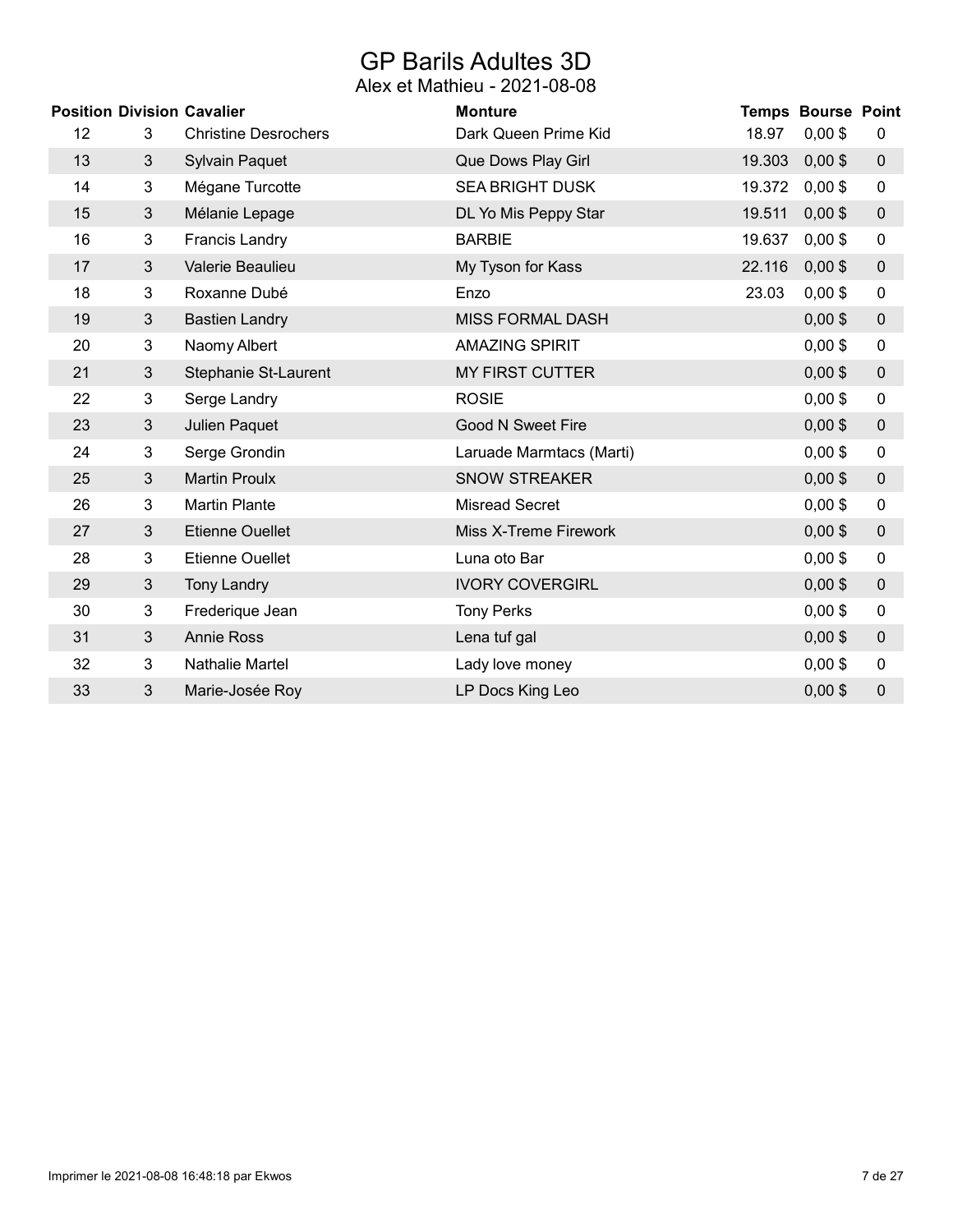# GP Barils Adultes 3D

## Alex et Mathieu - 2021-08-08

| Position | Division | Cavalier | Monture | Temps | Bourse | Point |
|---|---|---|---|---|---|---|
| 12 | 3 | Christine Desrochers | Dark Queen Prime Kid | 18.97 | 0,00 $ | 0 |
| 13 | 3 | Sylvain Paquet | Que Dows Play Girl | 19.303 | 0,00 $ | 0 |
| 14 | 3 | Mégane Turcotte | SEA BRIGHT DUSK | 19.372 | 0,00 $ | 0 |
| 15 | 3 | Mélanie Lepage | DL Yo Mis Peppy Star | 19.511 | 0,00 $ | 0 |
| 16 | 3 | Francis Landry | BARBIE | 19.637 | 0,00 $ | 0 |
| 17 | 3 | Valerie Beaulieu | My Tyson for Kass | 22.116 | 0,00 $ | 0 |
| 18 | 3 | Roxanne Dubé | Enzo | 23.03 | 0,00 $ | 0 |
| 19 | 3 | Bastien Landry | MISS FORMAL DASH | | 0,00 $ | 0 |
| 20 | 3 | Naomy Albert | AMAZING SPIRIT | | 0,00 $ | 0 |
| 21 | 3 | Stephanie St-Laurent | MY FIRST CUTTER | | 0,00 $ | 0 |
| 22 | 3 | Serge Landry | ROSIE | | 0,00 $ | 0 |
| 23 | 3 | Julien Paquet | Good N Sweet Fire | | 0,00 $ | 0 |
| 24 | 3 | Serge Grondin | Laruade Marmtacs (Marti) | | 0,00 $ | 0 |
| 25 | 3 | Martin Proulx | SNOW STREAKER | | 0,00 $ | 0 |
| 26 | 3 | Martin Plante | Misread Secret | | 0,00 $ | 0 |
| 27 | 3 | Etienne Ouellet | Miss X-Treme Firework | | 0,00 $ | 0 |
| 28 | 3 | Etienne Ouellet | Luna oto Bar | | 0,00 $ | 0 |
| 29 | 3 | Tony Landry | IVORY COVERGIRL | | 0,00 $ | 0 |
| 30 | 3 | Frederique Jean | Tony Perks | | 0,00 $ | 0 |
| 31 | 3 | Annie Ross | Lena tuf gal | | 0,00 $ | 0 |
| 32 | 3 | Nathalie Martel | Lady love money | | 0,00 $ | 0 |
| 33 | 3 | Marie-Josée Roy | LP Docs King Leo | | 0,00 $ | 0 |

Imprimer le 2021-08-08 16:48:18 par Ekwos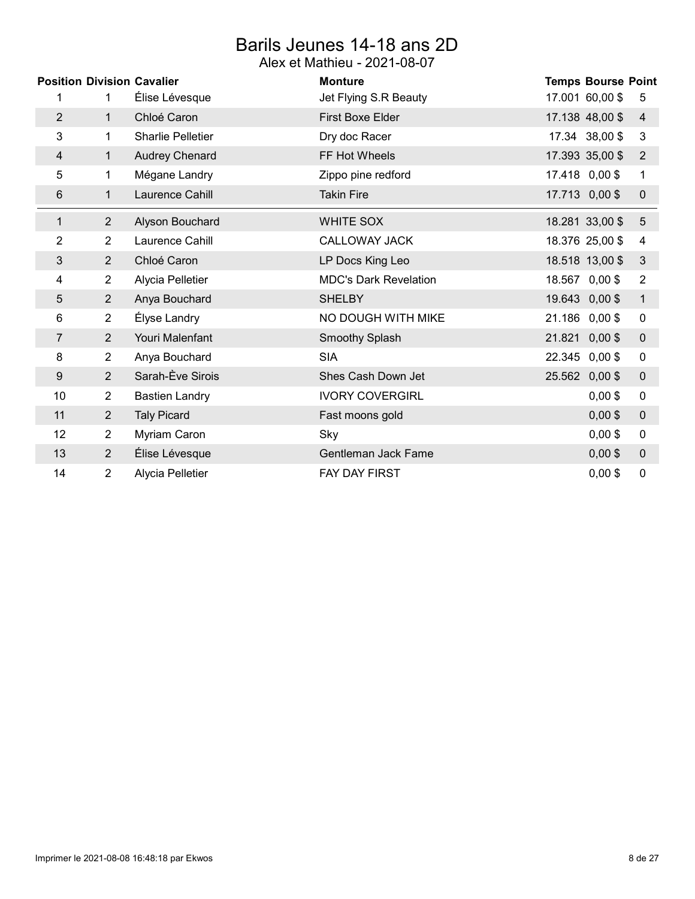# Barils Jeunes 14-18 ans 2D

Alex et Mathieu - 2021-08-07

| Position | Division | Cavalier | Monture | Temps | Bourse | Point |
|---|---|---|---|---|---|---|
| 1 | 1 | Élise Lévesque | Jet Flying S.R Beauty | 17.001 | 60,00 $ | 5 |
| 2 | 1 | Chloé Caron | First Boxe Elder | 17.138 | 48,00 $ | 4 |
| 3 | 1 | Sharlie Pelletier | Dry doc Racer | 17.34 | 38,00 $ | 3 |
| 4 | 1 | Audrey Chenard | FF Hot Wheels | 17.393 | 35,00 $ | 2 |
| 5 | 1 | Mégane Landry | Zippo pine redford | 17.418 | 0,00 $ | 1 |
| 6 | 1 | Laurence Cahill | Takin Fire | 17.713 | 0,00 $ | 0 |
| 1 | 2 | Alyson Bouchard | WHITE SOX | 18.281 | 33,00 $ | 5 |
| 2 | 2 | Laurence Cahill | CALLOWAY JACK | 18.376 | 25,00 $ | 4 |
| 3 | 2 | Chloé Caron | LP Docs King Leo | 18.518 | 13,00 $ | 3 |
| 4 | 2 | Alycia Pelletier | MDC's Dark Revelation | 18.567 | 0,00 $ | 2 |
| 5 | 2 | Anya Bouchard | SHELBY | 19.643 | 0,00 $ | 1 |
| 6 | 2 | Élyse Landry | NO DOUGH WITH MIKE | 21.186 | 0,00 $ | 0 |
| 7 | 2 | Youri Malenfant | Smoothy Splash | 21.821 | 0,00 $ | 0 |
| 8 | 2 | Anya Bouchard | SIA | 22.345 | 0,00 $ | 0 |
| 9 | 2 | Sarah-Ève Sirois | Shes Cash Down Jet | 25.562 | 0,00 $ | 0 |
| 10 | 2 | Bastien Landry | IVORY COVERGIRL | | 0,00 $ | 0 |
| 11 | 2 | Taly Picard | Fast moons gold | | 0,00 $ | 0 |
| 12 | 2 | Myriam Caron | Sky | | 0,00 $ | 0 |
| 13 | 2 | Élise Lévesque | Gentleman Jack Fame | | 0,00 $ | 0 |
| 14 | 2 | Alycia Pelletier | FAY DAY FIRST | | 0,00 $ | 0 |

Imprimer le 2021-08-08 16:48:18 par Ekwos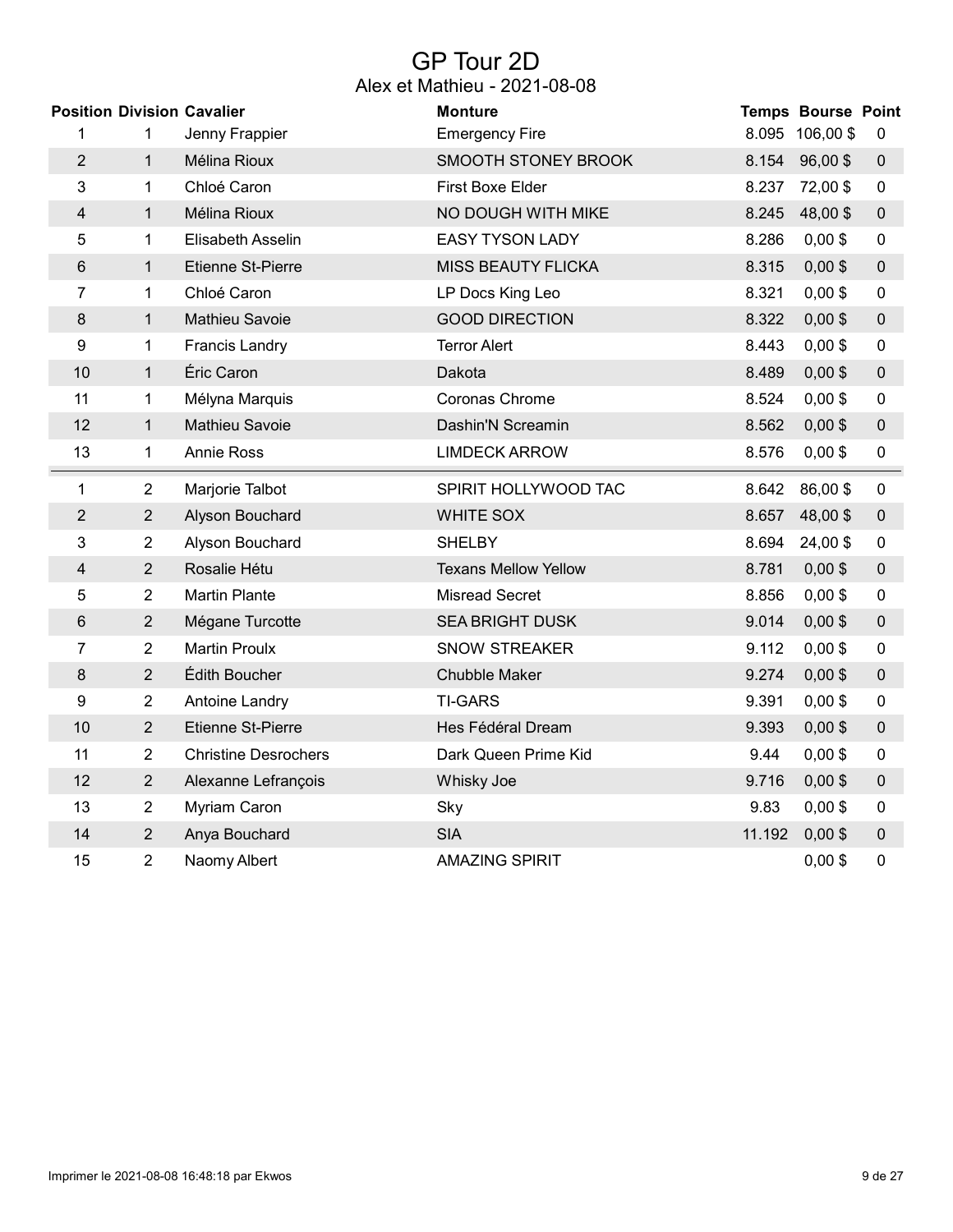# GP Tour 2D

## Alex et Mathieu - 2021-08-08

| Position | Division | Cavalier | Monture | Temps | Bourse | Point |
|---|---|---|---|---|---|---|
| 1 | 1 | Jenny Frappier | Emergency Fire | 8.095 | 106,00 $ | 0 |
| 2 | 1 | Mélina Rioux | SMOOTH STONEY BROOK | 8.154 | 96,00 $ | 0 |
| 3 | 1 | Chloé Caron | First Boxe Elder | 8.237 | 72,00 $ | 0 |
| 4 | 1 | Mélina Rioux | NO DOUGH WITH MIKE | 8.245 | 48,00 $ | 0 |
| 5 | 1 | Elisabeth Asselin | EASY TYSON LADY | 8.286 | 0,00 $ | 0 |
| 6 | 1 | Etienne St-Pierre | MISS BEAUTY FLICKA | 8.315 | 0,00 $ | 0 |
| 7 | 1 | Chloé Caron | LP Docs King Leo | 8.321 | 0,00 $ | 0 |
| 8 | 1 | Mathieu Savoie | GOOD DIRECTION | 8.322 | 0,00 $ | 0 |
| 9 | 1 | Francis Landry | Terror Alert | 8.443 | 0,00 $ | 0 |
| 10 | 1 | Éric Caron | Dakota | 8.489 | 0,00 $ | 0 |
| 11 | 1 | Mélyna Marquis | Coronas Chrome | 8.524 | 0,00 $ | 0 |
| 12 | 1 | Mathieu Savoie | Dashin'N Screamin | 8.562 | 0,00 $ | 0 |
| 13 | 1 | Annie Ross | LIMDECK ARROW | 8.576 | 0,00 $ | 0 |
| 1 | 2 | Marjorie Talbot | SPIRIT HOLLYWOOD TAC | 8.642 | 86,00 $ | 0 |
| 2 | 2 | Alyson Bouchard | WHITE SOX | 8.657 | 48,00 $ | 0 |
| 3 | 2 | Alyson Bouchard | SHELBY | 8.694 | 24,00 $ | 0 |
| 4 | 2 | Rosalie Hétu | Texans Mellow Yellow | 8.781 | 0,00 $ | 0 |
| 5 | 2 | Martin Plante | Misread Secret | 8.856 | 0,00 $ | 0 |
| 6 | 2 | Mégane Turcotte | SEA BRIGHT DUSK | 9.014 | 0,00 $ | 0 |
| 7 | 2 | Martin Proulx | SNOW STREAKER | 9.112 | 0,00 $ | 0 |
| 8 | 2 | Édith Boucher | Chubble Maker | 9.274 | 0,00 $ | 0 |
| 9 | 2 | Antoine Landry | TI-GARS | 9.391 | 0,00 $ | 0 |
| 10 | 2 | Etienne St-Pierre | Hes Fédéral Dream | 9.393 | 0,00 $ | 0 |
| 11 | 2 | Christine Desrochers | Dark Queen Prime Kid | 9.44 | 0,00 $ | 0 |
| 12 | 2 | Alexanne Lefrançois | Whisky Joe | 9.716 | 0,00 $ | 0 |
| 13 | 2 | Myriam Caron | Sky | 9.83 | 0,00 $ | 0 |
| 14 | 2 | Anya Bouchard | SIA | 11.192 | 0,00 $ | 0 |
| 15 | 2 | Naomy Albert | AMAZING SPIRIT | | 0,00 $ | 0 |

Imprimer le 2021-08-08 16:48:18 par Ekwos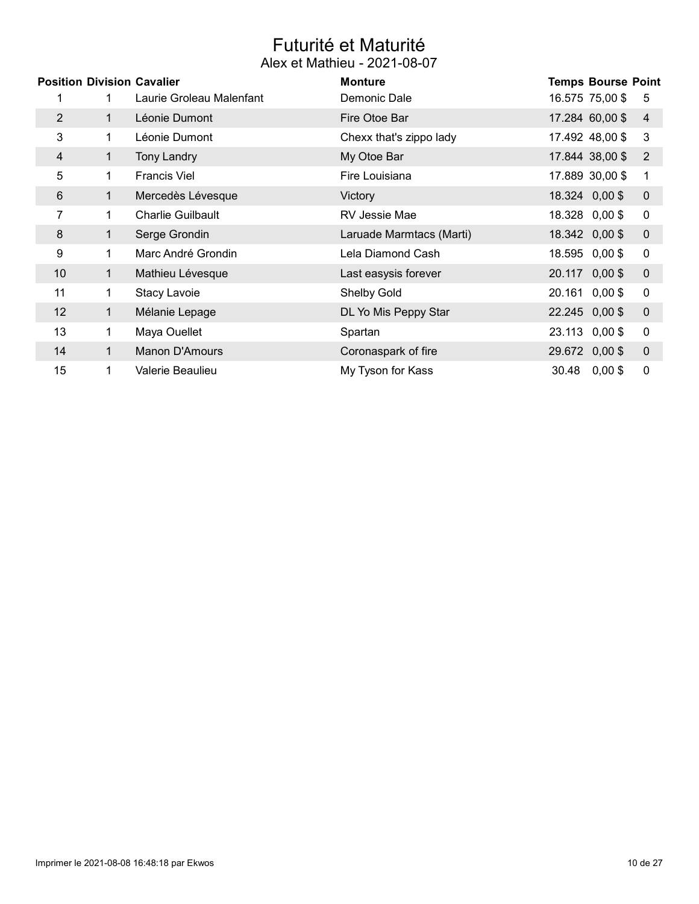# Futurité et Maturité

## Alex et Mathieu - 2021-08-07

| Position | Division | Cavalier | Monture | Temps | Bourse | Point |
|---|---|---|---|---|---|---|
| 1 | 1 | Laurie Groleau Malenfant | Demonic Dale | 16.575 | 75,00 $ | 5 |
| 2 | 1 | Léonie Dumont | Fire Otoe Bar | 17.284 | 60,00 $ | 4 |
| 3 | 1 | Léonie Dumont | Chexx that's zippo lady | 17.492 | 48,00 $ | 3 |
| 4 | 1 | Tony Landry | My Otoe Bar | 17.844 | 38,00 $ | 2 |
| 5 | 1 | Francis Viel | Fire Louisiana | 17.889 | 30,00 $ | 1 |
| 6 | 1 | Mercedès Lévesque | Victory | 18.324 | 0,00 $ | 0 |
| 7 | 1 | Charlie Guilbault | RV Jessie Mae | 18.328 | 0,00 $ | 0 |
| 8 | 1 | Serge Grondin | Laruade Marmtacs (Marti) | 18.342 | 0,00 $ | 0 |
| 9 | 1 | Marc André Grondin | Lela Diamond Cash | 18.595 | 0,00 $ | 0 |
| 10 | 1 | Mathieu Lévesque | Last easysis forever | 20.117 | 0,00 $ | 0 |
| 11 | 1 | Stacy Lavoie | Shelby Gold | 20.161 | 0,00 $ | 0 |
| 12 | 1 | Mélanie Lepage | DL Yo Mis Peppy Star | 22.245 | 0,00 $ | 0 |
| 13 | 1 | Maya Ouellet | Spartan | 23.113 | 0,00 $ | 0 |
| 14 | 1 | Manon D'Amours | Coronaspark of fire | 29.672 | 0,00 $ | 0 |
| 15 | 1 | Valerie Beaulieu | My Tyson for Kass | 30.48 | 0,00 $ | 0 |

Imprimer le 2021-08-08 16:48:18 par Ekwos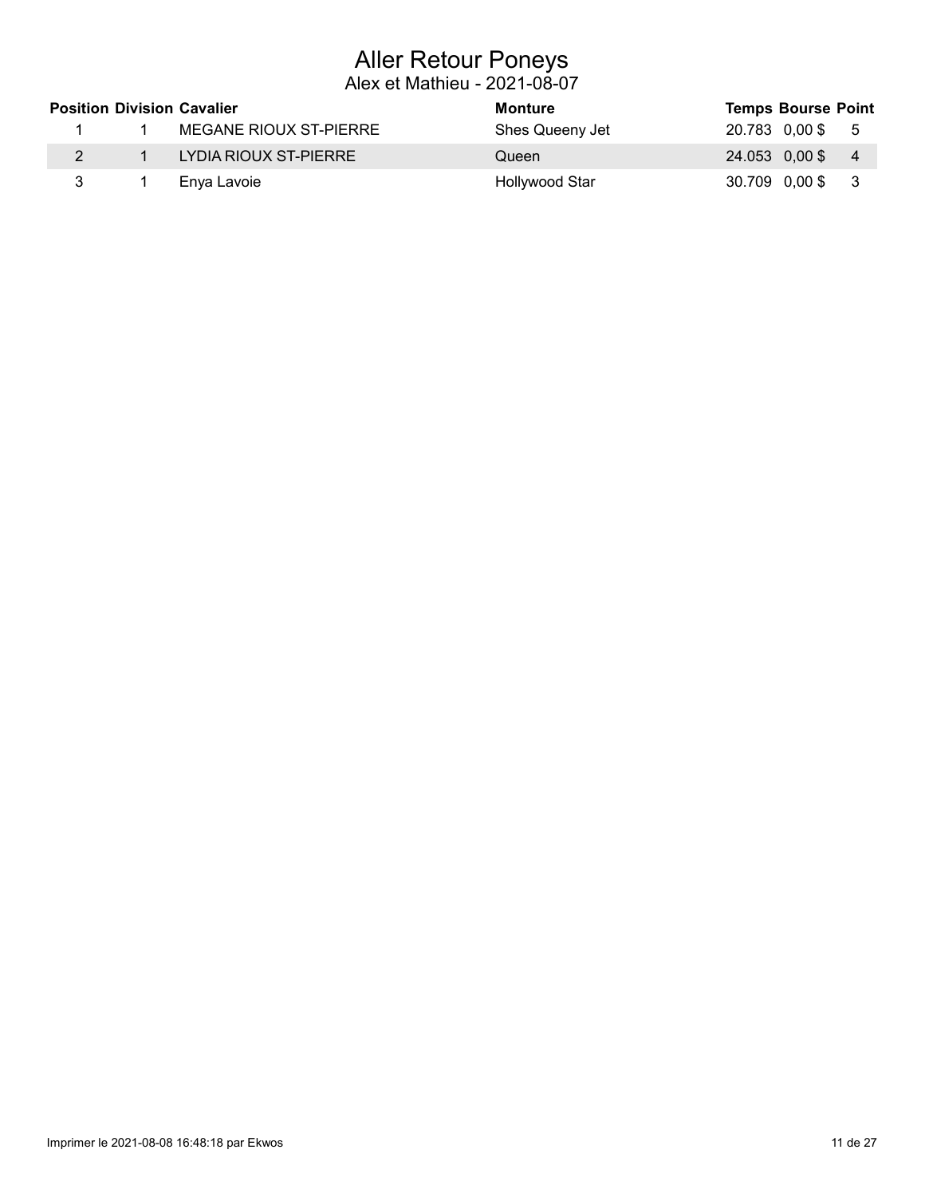# Aller Retour Poneys

Alex et Mathieu - 2021-08-07

| Position | Division | Cavalier | Monture | Temps | Bourse | Point |
|---|---|---|---|---|---|---|
| 1 | 1 | MEGANE RIOUX ST-PIERRE | Shes Queeny Jet | 20.783 | 0,00 $ | 5 |
| 2 | 1 | LYDIA RIOUX ST-PIERRE | Queen | 24.053 | 0,00 $ | 4 |
| 3 | 1 | Enya Lavoie | Hollywood Star | 30.709 | 0,00 $ | 3 |

Imprimer le 2021-08-08 16:48:18 par Ekwos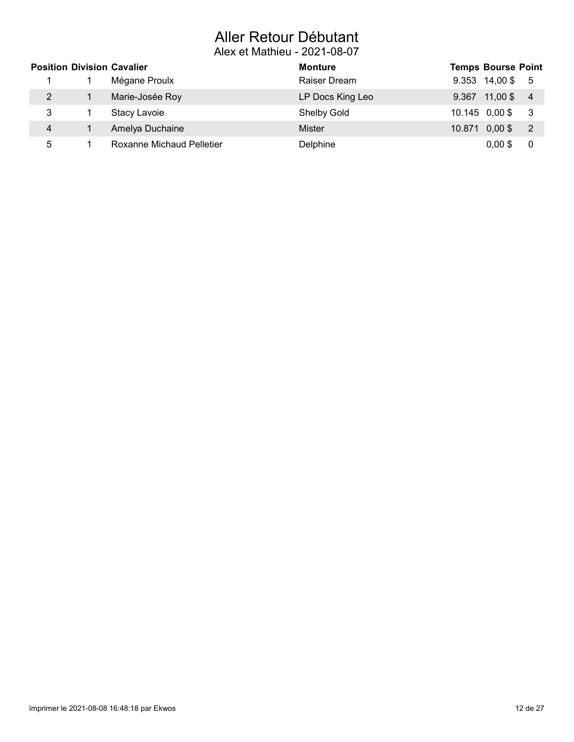# Aller Retour Débutant

## Alex et Mathieu - 2021-08-07

| Position | Division | Cavalier | Monture | Temps | Bourse | Point |
|---|---|---|---|---|---|---|
| 1 | 1 | Mégane Proulx | Raiser Dream | 9.353 | 14,00 $ | 5 |
| 2 | 1 | Marie-Josée Roy | LP Docs King Leo | 9.367 | 11,00 $ | 4 |
| 3 | 1 | Stacy Lavoie | Shelby Gold | 10.145 | 0,00 $ | 3 |
| 4 | 1 | Amelya Duchaine | Mister | 10.871 | 0,00 $ | 2 |
| 5 | 1 | Roxanne Michaud Pelletier | Delphine | | 0,00 $ | 0 |

Imprimer le 2021-08-08 16:48:18 par Ekwos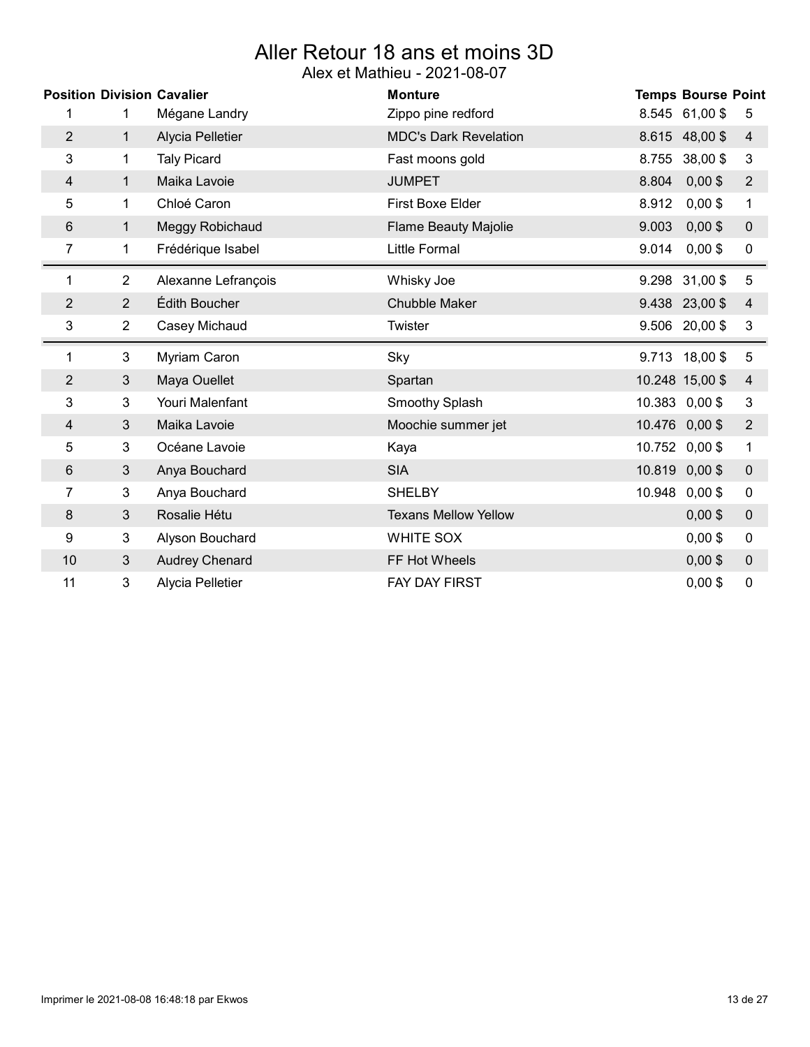# Aller Retour 18 ans et moins 3D

Alex et Mathieu - 2021-08-07

| Position | Division | Cavalier | Monture | Temps | Bourse | Point |
|---|---|---|---|---|---|---|
| 1 | 1 | Mégane Landry | Zippo pine redford | 8.545 | 61,00 $ | 5 |
| 2 | 1 | Alycia Pelletier | MDC's Dark Revelation | 8.615 | 48,00 $ | 4 |
| 3 | 1 | Taly Picard | Fast moons gold | 8.755 | 38,00 $ | 3 |
| 4 | 1 | Maika Lavoie | JUMPET | 8.804 | 0,00 $ | 2 |
| 5 | 1 | Chloé Caron | First Boxe Elder | 8.912 | 0,00 $ | 1 |
| 6 | 1 | Meggy Robichaud | Flame Beauty Majolie | 9.003 | 0,00 $ | 0 |
| 7 | 1 | Frédérique Isabel | Little Formal | 9.014 | 0,00 $ | 0 |
| 1 | 2 | Alexanne Lefrançois | Whisky Joe | 9.298 | 31,00 $ | 5 |
| 2 | 2 | Édith Boucher | Chubble Maker | 9.438 | 23,00 $ | 4 |
| 3 | 2 | Casey Michaud | Twister | 9.506 | 20,00 $ | 3 |
| 1 | 3 | Myriam Caron | Sky | 9.713 | 18,00 $ | 5 |
| 2 | 3 | Maya Ouellet | Spartan | 10.248 | 15,00 $ | 4 |
| 3 | 3 | Youri Malenfant | Smoothy Splash | 10.383 | 0,00 $ | 3 |
| 4 | 3 | Maika Lavoie | Moochie summer jet | 10.476 | 0,00 $ | 2 |
| 5 | 3 | Océane Lavoie | Kaya | 10.752 | 0,00 $ | 1 |
| 6 | 3 | Anya Bouchard | SIA | 10.819 | 0,00 $ | 0 |
| 7 | 3 | Anya Bouchard | SHELBY | 10.948 | 0,00 $ | 0 |
| 8 | 3 | Rosalie Hétu | Texans Mellow Yellow | | 0,00 $ | 0 |
| 9 | 3 | Alyson Bouchard | WHITE SOX | | 0,00 $ | 0 |
| 10 | 3 | Audrey Chenard | FF Hot Wheels | | 0,00 $ | 0 |
| 11 | 3 | Alycia Pelletier | FAY DAY FIRST | | 0,00 $ | 0 |

Imprimer le 2021-08-08 16:48:18 par Ekwos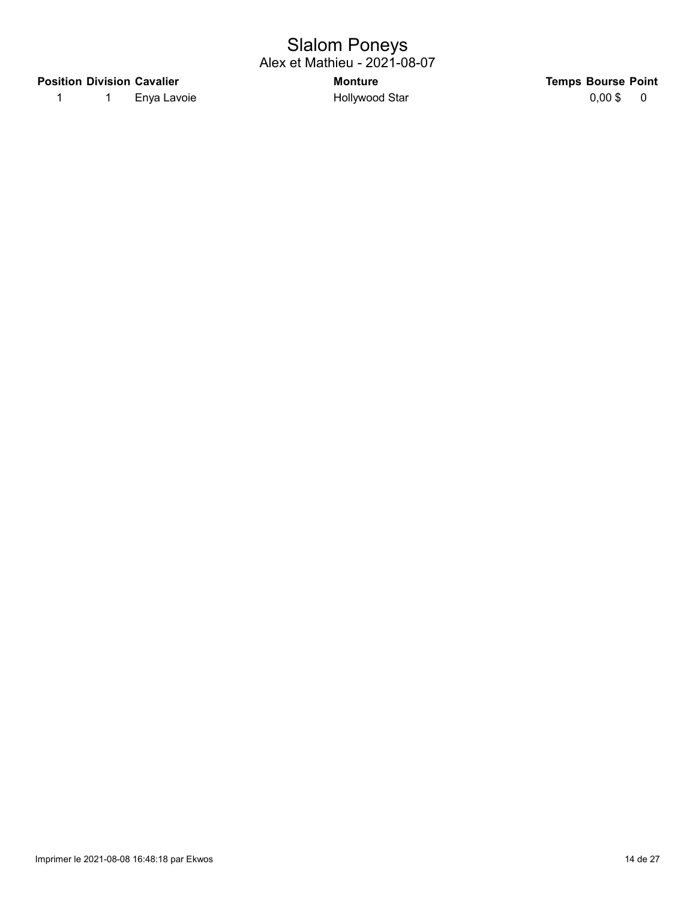# Slalom Poneys

## Alex et Mathieu - 2021-08-07

| Position | Division | Cavalier | Monture | Temps | Bourse | Point |
|---|---|---|---|---|---|---|
| 1 | 1 | Enya Lavoie | Hollywood Star | | 0,00 $ | 0 |

Imprimer le 2021-08-08 16:48:18 par Ekwos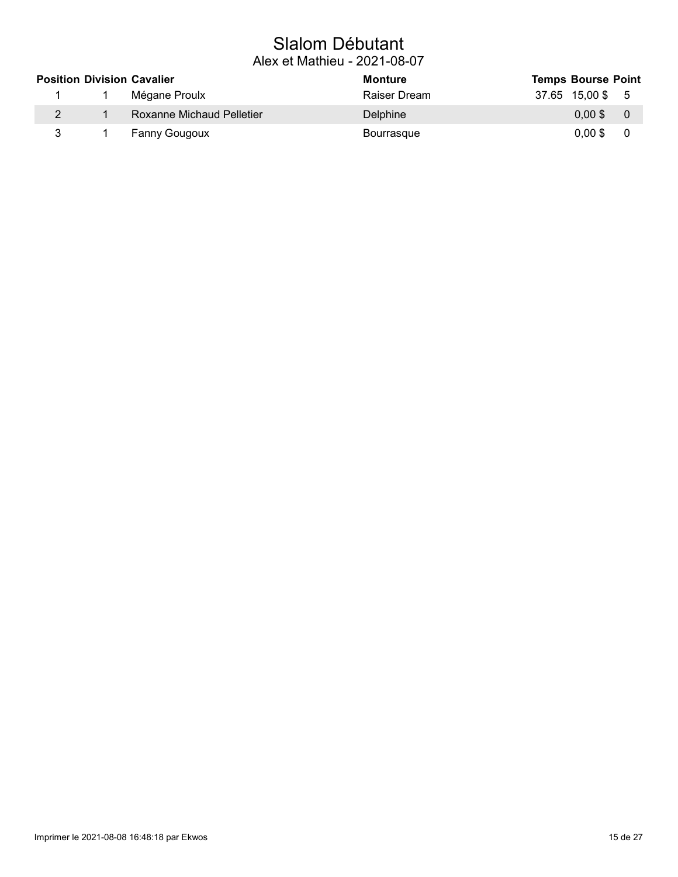# Slalom Débutant

## Alex et Mathieu - 2021-08-07

| Position | Division | Cavalier | Monture | Temps | Bourse | Point |
|---|---|---|---|---|---|---|
| 1 | 1 | Mégane Proulx | Raiser Dream | 37.65 | 15,00 $ | 5 |
| 2 | 1 | Roxanne Michaud Pelletier | Delphine | | 0,00 $ | 0 |
| 3 | 1 | Fanny Gougoux | Bourrasque | | 0,00 $ | 0 |

Imprimer le 2021-08-08 16:48:18 par Ekwos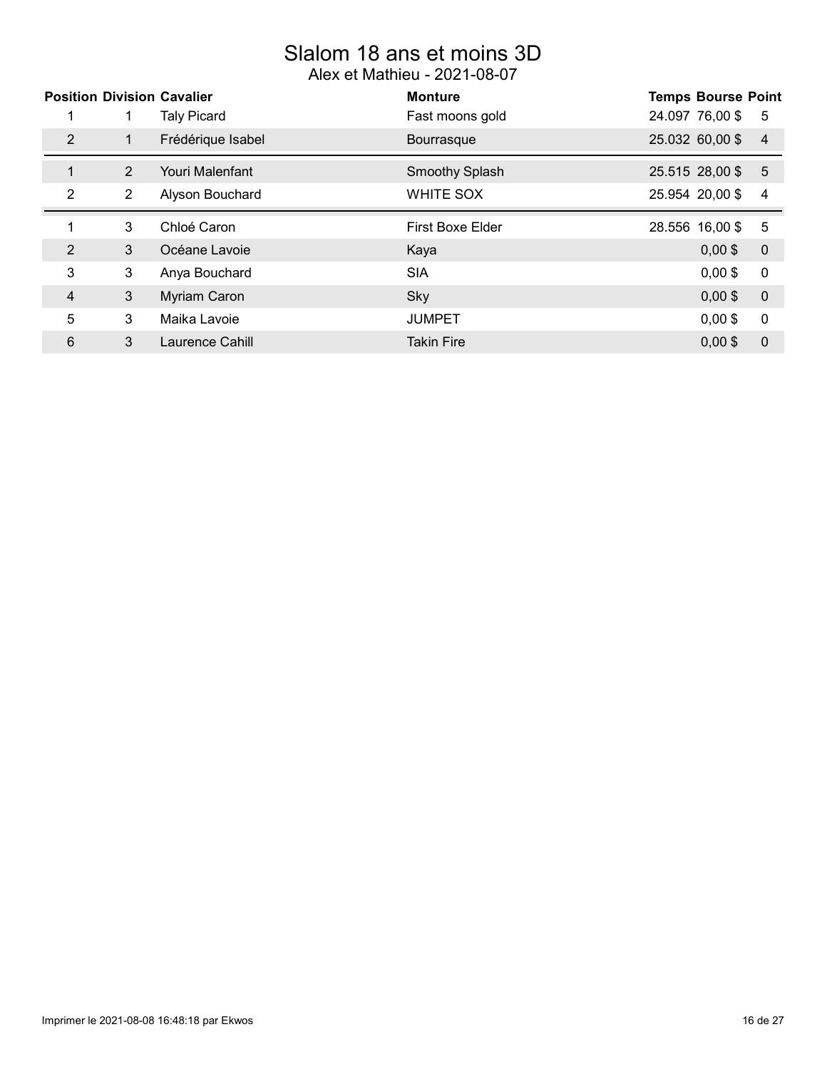# Slalom 18 ans et moins 3D

Alex et Mathieu - 2021-08-07

| Position | Division | Cavalier | Monture | Temps | Bourse | Point |
|---|---|---|---|---|---|---|
| 1 | 1 | Taly Picard | Fast moons gold | 24.097 | 76,00 $ | 5 |
| 2 | 1 | Frédérique Isabel | Bourrasque | 25.032 | 60,00 $ | 4 |
| 1 | 2 | Youri Malenfant | Smoothy Splash | 25.515 | 28,00 $ | 5 |
| 2 | 2 | Alyson Bouchard | WHITE SOX | 25.954 | 20,00 $ | 4 |
| 1 | 3 | Chloé Caron | First Boxe Elder | 28.556 | 16,00 $ | 5 |
| 2 | 3 | Océane Lavoie | Kaya | | 0,00 $ | 0 |
| 3 | 3 | Anya Bouchard | SIA | | 0,00 $ | 0 |
| 4 | 3 | Myriam Caron | Sky | | 0,00 $ | 0 |
| 5 | 3 | Maika Lavoie | JUMPET | | 0,00 $ | 0 |
| 6 | 3 | Laurence Cahill | Takin Fire | | 0,00 $ | 0 |

Imprimer le 2021-08-08 16:48:18 par Ekwos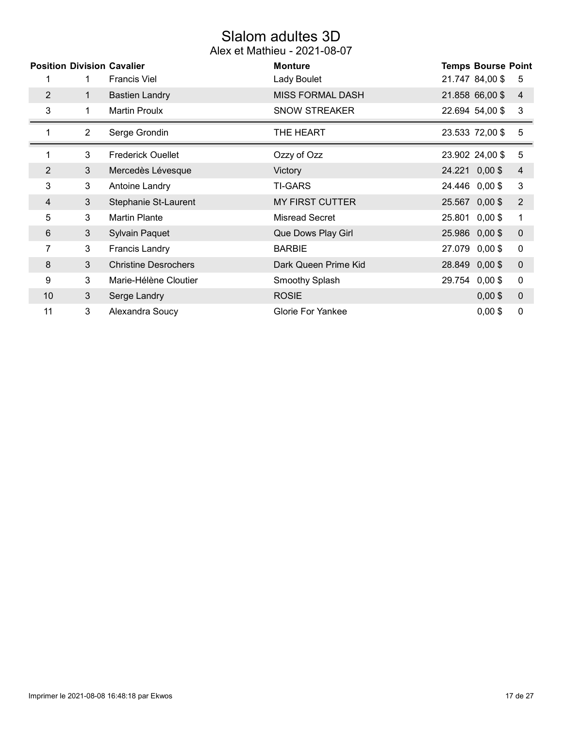# Slalom adultes 3D

## Alex et Mathieu - 2021-08-07

| Position | Division | Cavalier | Monture | Temps | Bourse | Point |
|---|---|---|---|---|---|---|
| 1 | 1 | Francis Viel | Lady Boulet | 21.747 | 84,00 $ | 5 |
| 2 | 1 | Bastien Landry | MISS FORMAL DASH | 21.858 | 66,00 $ | 4 |
| 3 | 1 | Martin Proulx | SNOW STREAKER | 22.694 | 54,00 $ | 3 |
| 1 | 2 | Serge Grondin | THE HEART | 23.533 | 72,00 $ | 5 |
| 1 | 3 | Frederick Ouellet | Ozzy of Ozz | 23.902 | 24,00 $ | 5 |
| 2 | 3 | Mercedès Lévesque | Victory | 24.221 | 0,00 $ | 4 |
| 3 | 3 | Antoine Landry | TI-GARS | 24.446 | 0,00 $ | 3 |
| 4 | 3 | Stephanie St-Laurent | MY FIRST CUTTER | 25.567 | 0,00 $ | 2 |
| 5 | 3 | Martin Plante | Misread Secret | 25.801 | 0,00 $ | 1 |
| 6 | 3 | Sylvain Paquet | Que Dows Play Girl | 25.986 | 0,00 $ | 0 |
| 7 | 3 | Francis Landry | BARBIE | 27.079 | 0,00 $ | 0 |
| 8 | 3 | Christine Desrochers | Dark Queen Prime Kid | 28.849 | 0,00 $ | 0 |
| 9 | 3 | Marie-Hélène Cloutier | Smoothy Splash | 29.754 | 0,00 $ | 0 |
| 10 | 3 | Serge Landry | ROSIE | | 0,00 $ | 0 |
| 11 | 3 | Alexandra Soucy | Glorie For Yankee | | 0,00 $ | 0 |

Imprimer le 2021-08-08 16:48:18 par Ekwos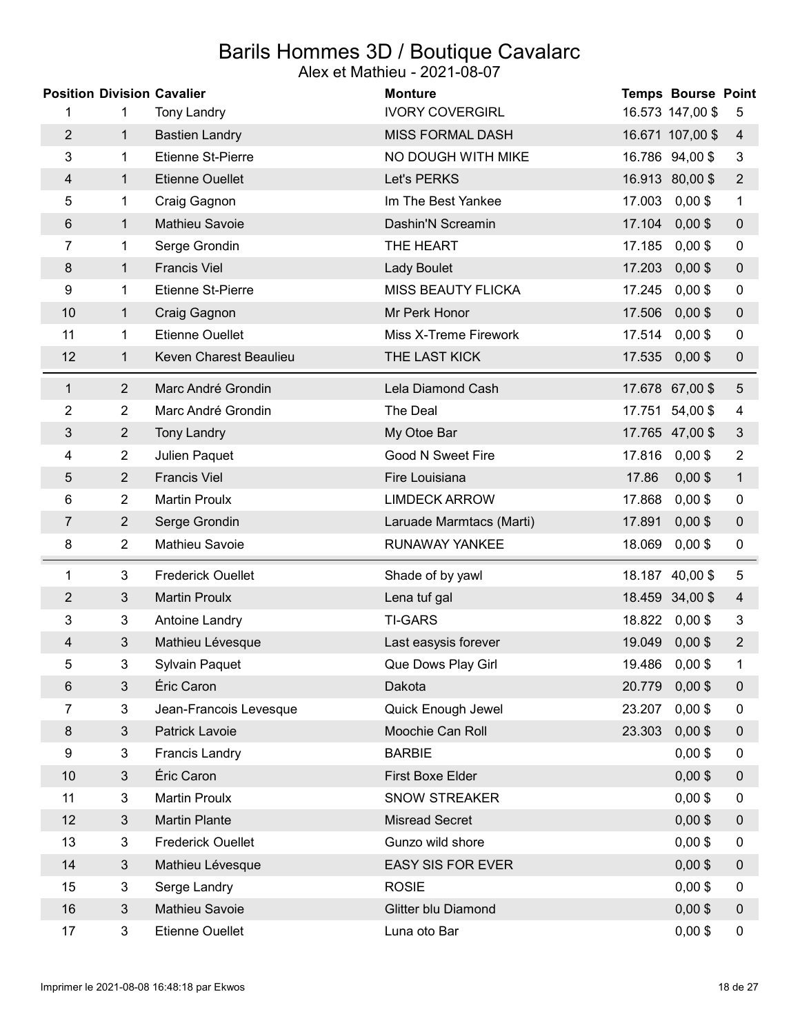# Barils Hommes 3D / Boutique Cavalarc

Alex et Mathieu - 2021-08-07

| Position | Division | Cavalier | Monture | Temps | Bourse | Point |
|---|---|---|---|---|---|---|
| 1 | 1 | Tony Landry | IVORY COVERGIRL | 16.573 | 147,00 $ | 5 |
| 2 | 1 | Bastien Landry | MISS FORMAL DASH | 16.671 | 107,00 $ | 4 |
| 3 | 1 | Etienne St-Pierre | NO DOUGH WITH MIKE | 16.786 | 94,00 $ | 3 |
| 4 | 1 | Etienne Ouellet | Let's PERKS | 16.913 | 80,00 $ | 2 |
| 5 | 1 | Craig Gagnon | Im The Best Yankee | 17.003 | 0,00 $ | 1 |
| 6 | 1 | Mathieu Savoie | Dashin'N Screamin | 17.104 | 0,00 $ | 0 |
| 7 | 1 | Serge Grondin | THE HEART | 17.185 | 0,00 $ | 0 |
| 8 | 1 | Francis Viel | Lady Boulet | 17.203 | 0,00 $ | 0 |
| 9 | 1 | Etienne St-Pierre | MISS BEAUTY FLICKA | 17.245 | 0,00 $ | 0 |
| 10 | 1 | Craig Gagnon | Mr Perk Honor | 17.506 | 0,00 $ | 0 |
| 11 | 1 | Etienne Ouellet | Miss X-Treme Firework | 17.514 | 0,00 $ | 0 |
| 12 | 1 | Keven Charest Beaulieu | THE LAST KICK | 17.535 | 0,00 $ | 0 |
| 1 | 2 | Marc André Grondin | Lela Diamond Cash | 17.678 | 67,00 $ | 5 |
| 2 | 2 | Marc André Grondin | The Deal | 17.751 | 54,00 $ | 4 |
| 3 | 2 | Tony Landry | My Otoe Bar | 17.765 | 47,00 $ | 3 |
| 4 | 2 | Julien Paquet | Good N Sweet Fire | 17.816 | 0,00 $ | 2 |
| 5 | 2 | Francis Viel | Fire Louisiana | 17.86 | 0,00 $ | 1 |
| 6 | 2 | Martin Proulx | LIMDECK ARROW | 17.868 | 0,00 $ | 0 |
| 7 | 2 | Serge Grondin | Laruade Marmtacs (Marti) | 17.891 | 0,00 $ | 0 |
| 8 | 2 | Mathieu Savoie | RUNAWAY YANKEE | 18.069 | 0,00 $ | 0 |
| 1 | 3 | Frederick Ouellet | Shade of by yawl | 18.187 | 40,00 $ | 5 |
| 2 | 3 | Martin Proulx | Lena tuf gal | 18.459 | 34,00 $ | 4 |
| 3 | 3 | Antoine Landry | TI-GARS | 18.822 | 0,00 $ | 3 |
| 4 | 3 | Mathieu Lévesque | Last easysis forever | 19.049 | 0,00 $ | 2 |
| 5 | 3 | Sylvain Paquet | Que Dows Play Girl | 19.486 | 0,00 $ | 1 |
| 6 | 3 | Éric Caron | Dakota | 20.779 | 0,00 $ | 0 |
| 7 | 3 | Jean-Francois Levesque | Quick Enough Jewel | 23.207 | 0,00 $ | 0 |
| 8 | 3 | Patrick Lavoie | Moochie Can Roll | 23.303 | 0,00 $ | 0 |
| 9 | 3 | Francis Landry | BARBIE | | 0,00 $ | 0 |
| 10 | 3 | Éric Caron | First Boxe Elder | | 0,00 $ | 0 |
| 11 | 3 | Martin Proulx | SNOW STREAKER | | 0,00 $ | 0 |
| 12 | 3 | Martin Plante | Misread Secret | | 0,00 $ | 0 |
| 13 | 3 | Frederick Ouellet | Gunzo wild shore | | 0,00 $ | 0 |
| 14 | 3 | Mathieu Lévesque | EASY SIS FOR EVER | | 0,00 $ | 0 |
| 15 | 3 | Serge Landry | ROSIE | | 0,00 $ | 0 |
| 16 | 3 | Mathieu Savoie | Glitter blu Diamond | | 0,00 $ | 0 |
| 17 | 3 | Etienne Ouellet | Luna oto Bar | | 0,00 $ | 0 |

Imprimer le 2021-08-08 16:48:18 par Ekwos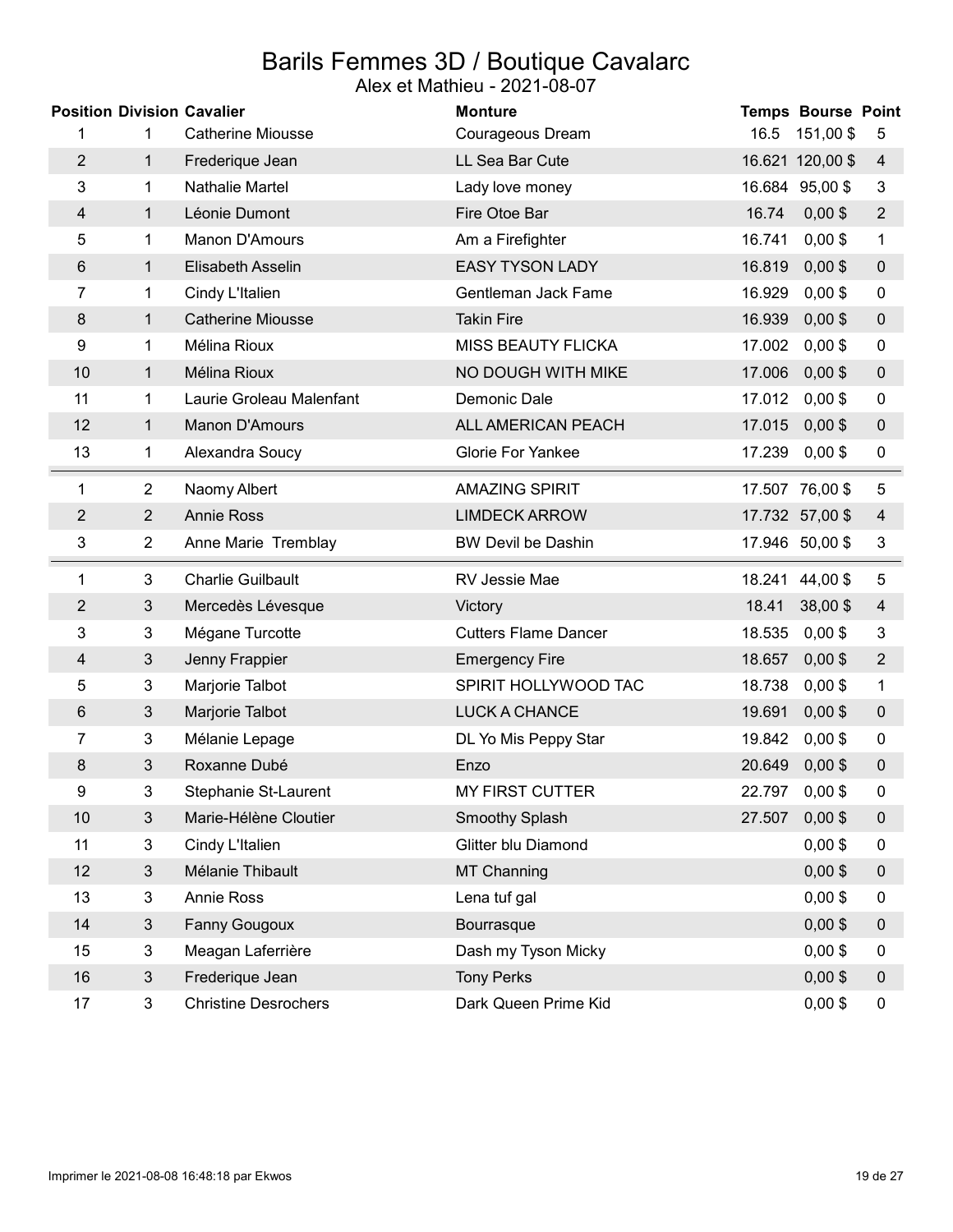# Barils Femmes 3D / Boutique Cavalarc

Alex et Mathieu - 2021-08-07

| Position | Division | Cavalier | Monture | Temps | Bourse | Point |
|---|---|---|---|---|---|---|
| 1 | 1 | Catherine Miousse | Courageous Dream | 16.5 | 151,00 $ | 5 |
| 2 | 1 | Frederique Jean | LL Sea Bar Cute | 16.621 | 120,00 $ | 4 |
| 3 | 1 | Nathalie Martel | Lady love money | 16.684 | 95,00 $ | 3 |
| 4 | 1 | Léonie Dumont | Fire Otoe Bar | 16.74 | 0,00 $ | 2 |
| 5 | 1 | Manon D'Amours | Am a Firefighter | 16.741 | 0,00 $ | 1 |
| 6 | 1 | Elisabeth Asselin | EASY TYSON LADY | 16.819 | 0,00 $ | 0 |
| 7 | 1 | Cindy L'Italien | Gentleman Jack Fame | 16.929 | 0,00 $ | 0 |
| 8 | 1 | Catherine Miousse | Takin Fire | 16.939 | 0,00 $ | 0 |
| 9 | 1 | Mélina Rioux | MISS BEAUTY FLICKA | 17.002 | 0,00 $ | 0 |
| 10 | 1 | Mélina Rioux | NO DOUGH WITH MIKE | 17.006 | 0,00 $ | 0 |
| 11 | 1 | Laurie Groleau Malenfant | Demonic Dale | 17.012 | 0,00 $ | 0 |
| 12 | 1 | Manon D'Amours | ALL AMERICAN PEACH | 17.015 | 0,00 $ | 0 |
| 13 | 1 | Alexandra Soucy | Glorie For Yankee | 17.239 | 0,00 $ | 0 |
| 1 | 2 | Naomy Albert | AMAZING SPIRIT | 17.507 | 76,00 $ | 5 |
| 2 | 2 | Annie Ross | LIMDECK ARROW | 17.732 | 57,00 $ | 4 |
| 3 | 2 | Anne Marie Tremblay | BW Devil be Dashin | 17.946 | 50,00 $ | 3 |
| 1 | 3 | Charlie Guilbault | RV Jessie Mae | 18.241 | 44,00 $ | 5 |
| 2 | 3 | Mercedès Lévesque | Victory | 18.41 | 38,00 $ | 4 |
| 3 | 3 | Mégane Turcotte | Cutters Flame Dancer | 18.535 | 0,00 $ | 3 |
| 4 | 3 | Jenny Frappier | Emergency Fire | 18.657 | 0,00 $ | 2 |
| 5 | 3 | Marjorie Talbot | SPIRIT HOLLYWOOD TAC | 18.738 | 0,00 $ | 1 |
| 6 | 3 | Marjorie Talbot | LUCK A CHANCE | 19.691 | 0,00 $ | 0 |
| 7 | 3 | Mélanie Lepage | DL Yo Mis Peppy Star | 19.842 | 0,00 $ | 0 |
| 8 | 3 | Roxanne Dubé | Enzo | 20.649 | 0,00 $ | 0 |
| 9 | 3 | Stephanie St-Laurent | MY FIRST CUTTER | 22.797 | 0,00 $ | 0 |
| 10 | 3 | Marie-Hélène Cloutier | Smoothy Splash | 27.507 | 0,00 $ | 0 |
| 11 | 3 | Cindy L'Italien | Glitter blu Diamond | | 0,00 $ | 0 |
| 12 | 3 | Mélanie Thibault | MT Channing | | 0,00 $ | 0 |
| 13 | 3 | Annie Ross | Lena tuf gal | | 0,00 $ | 0 |
| 14 | 3 | Fanny Gougoux | Bourrasque | | 0,00 $ | 0 |
| 15 | 3 | Meagan Laferrière | Dash my Tyson Micky | | 0,00 $ | 0 |
| 16 | 3 | Frederique Jean | Tony Perks | | 0,00 $ | 0 |
| 17 | 3 | Christine Desrochers | Dark Queen Prime Kid | | 0,00 $ | 0 |

Imprimer le 2021-08-08 16:48:18 par Ekwos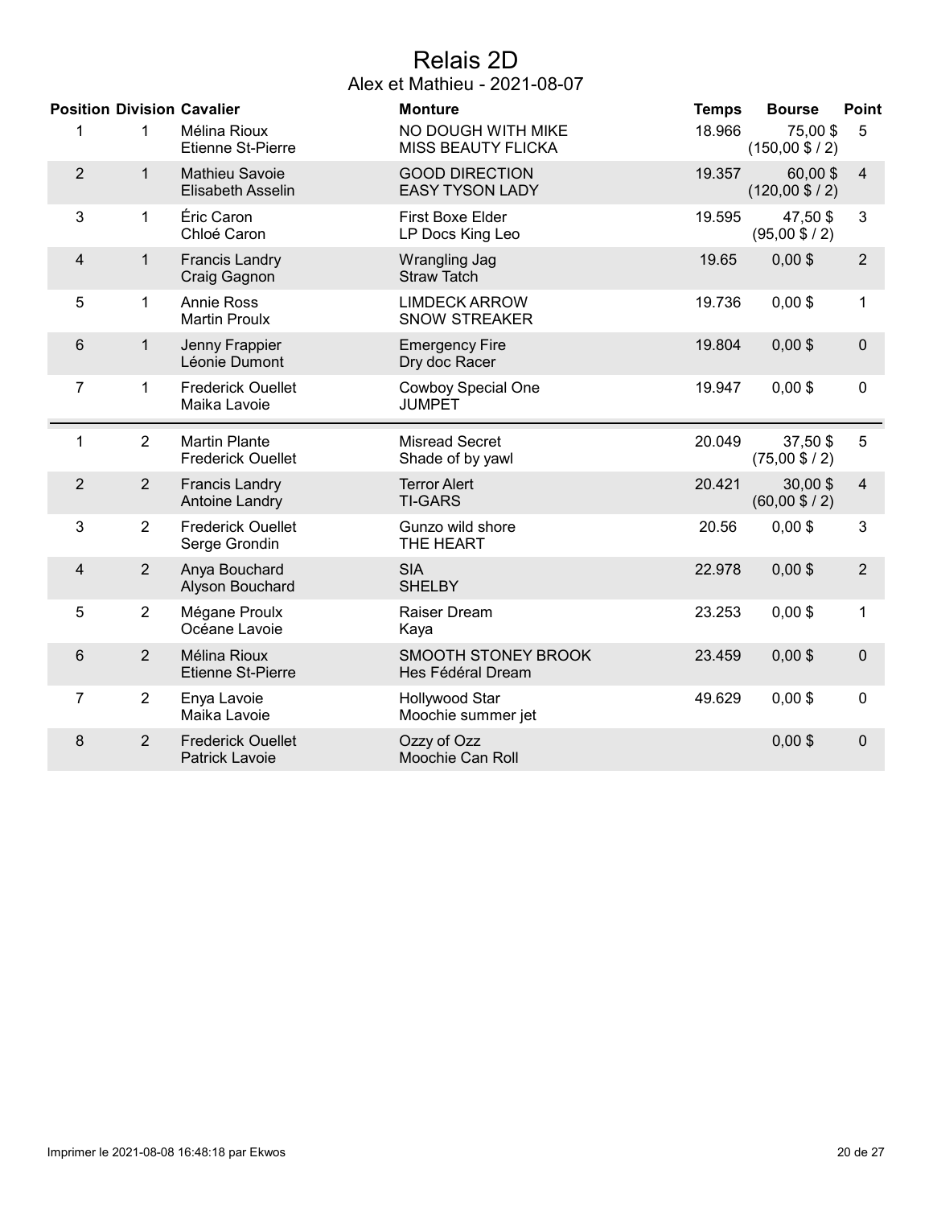# Relais 2D

## Alex et Mathieu - 2021-08-07

| Position | Division | Cavalier | Monture | Temps | Bourse | Point |
|---|---|---|---|---|---|---|
| 1 | 1 | Mélina Rioux<br>Etienne St-Pierre | NO DOUGH WITH MIKE<br>MISS BEAUTY FLICKA | 18.966 | 75,00 $<br>(150,00 $ / 2) | 5 |
| 2 | 1 | Mathieu Savoie<br>Elisabeth Asselin | GOOD DIRECTION<br>EASY TYSON LADY | 19.357 | 60,00 $<br>(120,00 $ / 2) | 4 |
| 3 | 1 | Éric Caron<br>Chloé Caron | First Boxe Elder<br>LP Docs King Leo | 19.595 | 47,50 $<br>(95,00 $ / 2) | 3 |
| 4 | 1 | Francis Landry<br>Craig Gagnon | Wrangling Jag<br>Straw Tatch | 19.65 | 0,00 $ | 2 |
| 5 | 1 | Annie Ross<br>Martin Proulx | LIMDECK ARROW<br>SNOW STREAKER | 19.736 | 0,00 $ | 1 |
| 6 | 1 | Jenny Frappier<br>Léonie Dumont | Emergency Fire<br>Dry doc Racer | 19.804 | 0,00 $ | 0 |
| 7 | 1 | Frederick Ouellet<br>Maika Lavoie | Cowboy Special One<br>JUMPET | 19.947 | 0,00 $ | 0 |
| 1 | 2 | Martin Plante<br>Frederick Ouellet | Misread Secret<br>Shade of by yawl | 20.049 | 37,50 $<br>(75,00 $ / 2) | 5 |
| 2 | 2 | Francis Landry<br>Antoine Landry | Terror Alert<br>TI-GARS | 20.421 | 30,00 $<br>(60,00 $ / 2) | 4 |
| 3 | 2 | Frederick Ouellet<br>Serge Grondin | Gunzo wild shore<br>THE HEART | 20.56 | 0,00 $ | 3 |
| 4 | 2 | Anya Bouchard<br>Alyson Bouchard | SIA<br>SHELBY | 22.978 | 0,00 $ | 2 |
| 5 | 2 | Mégane Proulx<br>Océane Lavoie | Raiser Dream<br>Kaya | 23.253 | 0,00 $ | 1 |
| 6 | 2 | Mélina Rioux<br>Etienne St-Pierre | SMOOTH STONEY BROOK<br>Hes Fédéral Dream | 23.459 | 0,00 $ | 0 |
| 7 | 2 | Enya Lavoie<br>Maika Lavoie | Hollywood Star<br>Moochie summer jet | 49.629 | 0,00 $ | 0 |
| 8 | 2 | Frederick Ouellet<br>Patrick Lavoie | Ozzy of Ozz<br>Moochie Can Roll | | 0,00 $ | 0 |

Imprimer le 2021-08-08 16:48:18 par Ekwos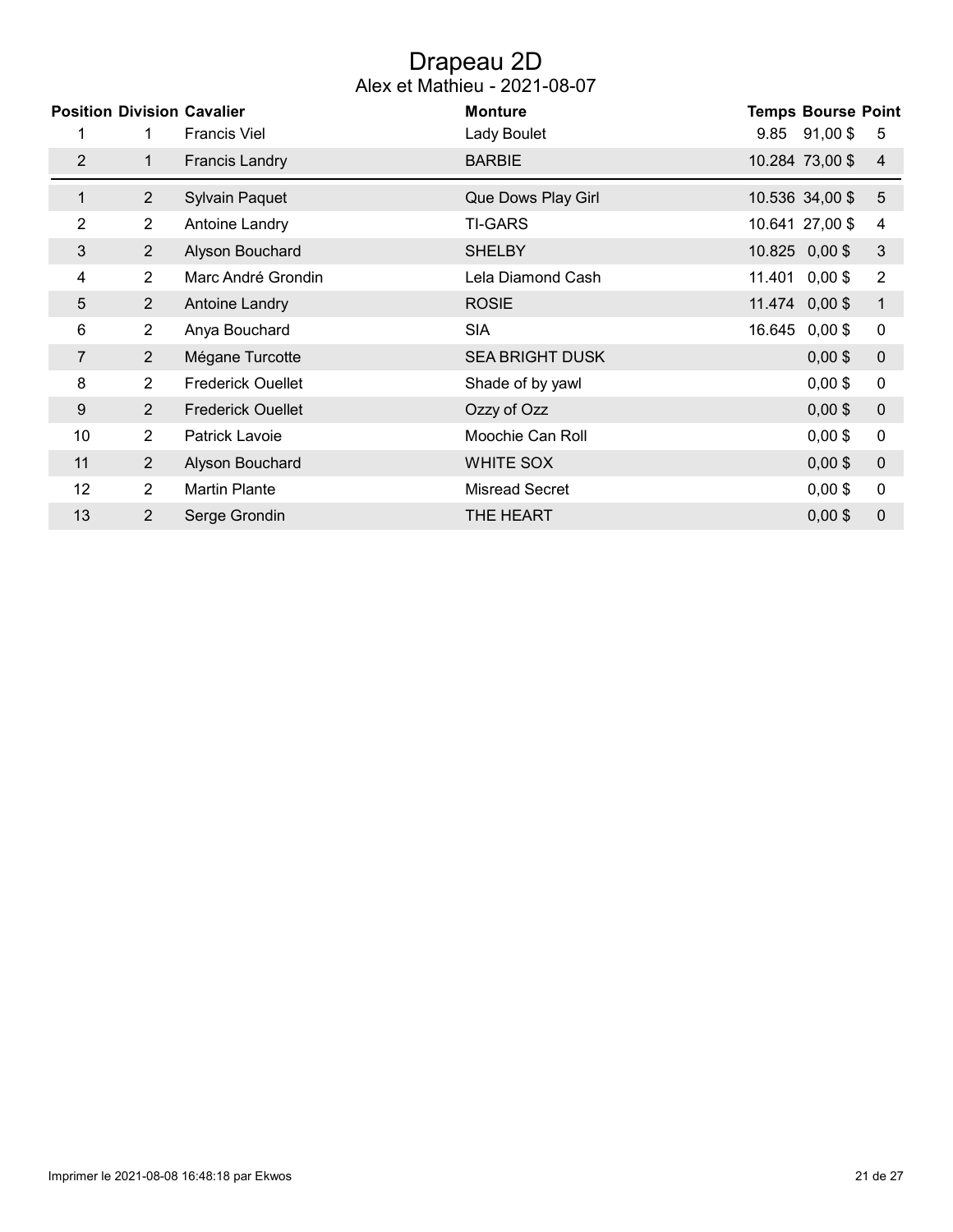# Drapeau 2D

## Alex et Mathieu - 2021-08-07

| Position | Division | Cavalier | Monture | Temps | Bourse | Point |
|---|---|---|---|---|---|---|
| 1 | 1 | Francis Viel | Lady Boulet | 9.85 | 91,00 $ | 5 |
| 2 | 1 | Francis Landry | BARBIE | 10.284 | 73,00 $ | 4 |
| 1 | 2 | Sylvain Paquet | Que Dows Play Girl | 10.536 | 34,00 $ | 5 |
| 2 | 2 | Antoine Landry | TI-GARS | 10.641 | 27,00 $ | 4 |
| 3 | 2 | Alyson Bouchard | SHELBY | 10.825 | 0,00 $ | 3 |
| 4 | 2 | Marc André Grondin | Lela Diamond Cash | 11.401 | 0,00 $ | 2 |
| 5 | 2 | Antoine Landry | ROSIE | 11.474 | 0,00 $ | 1 |
| 6 | 2 | Anya Bouchard | SIA | 16.645 | 0,00 $ | 0 |
| 7 | 2 | Mégane Turcotte | SEA BRIGHT DUSK | | 0,00 $ | 0 |
| 8 | 2 | Frederick Ouellet | Shade of by yawl | | 0,00 $ | 0 |
| 9 | 2 | Frederick Ouellet | Ozzy of Ozz | | 0,00 $ | 0 |
| 10 | 2 | Patrick Lavoie | Moochie Can Roll | | 0,00 $ | 0 |
| 11 | 2 | Alyson Bouchard | WHITE SOX | | 0,00 $ | 0 |
| 12 | 2 | Martin Plante | Misread Secret | | 0,00 $ | 0 |
| 13 | 2 | Serge Grondin | THE HEART | | 0,00 $ | 0 |

Imprimer le 2021-08-08 16:48:18 par Ekwos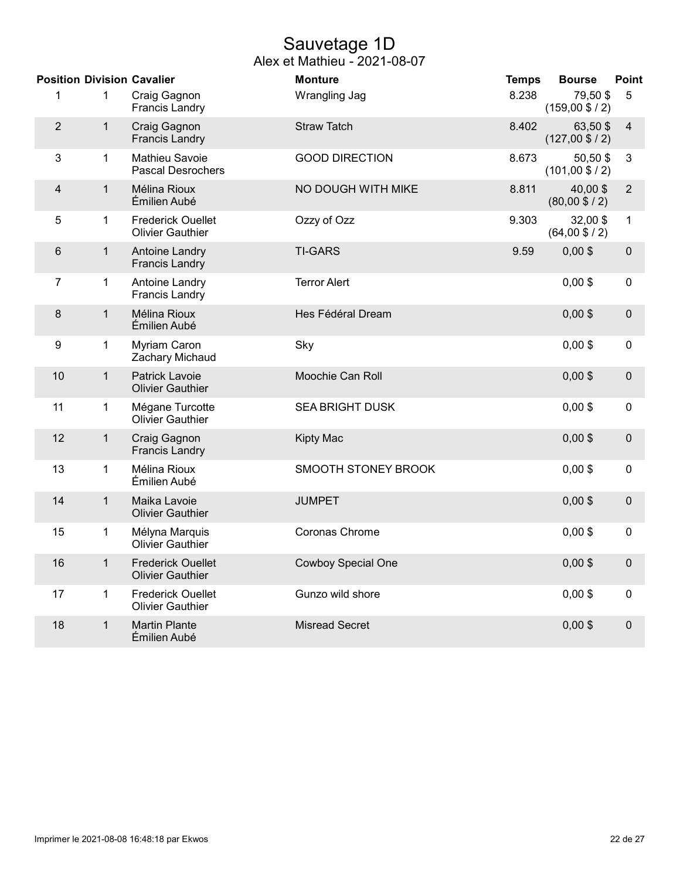# Sauvetage 1D

## Alex et Mathieu - 2021-08-07

| Position | Division | Cavalier | Monture | Temps | Bourse | Point |
|---|---|---|---|---|---|---|
| 1 | 1 | Craig Gagnon<br>Francis Landry | Wrangling Jag | 8.238 | 79,50 $<br>(159,00 $ / 2) | 5 |
| 2 | 1 | Craig Gagnon<br>Francis Landry | Straw Tatch | 8.402 | 63,50 $<br>(127,00 $ / 2) | 4 |
| 3 | 1 | Mathieu Savoie<br>Pascal Desrochers | GOOD DIRECTION | 8.673 | 50,50 $<br>(101,00 $ / 2) | 3 |
| 4 | 1 | Mélina Rioux<br>Émilien Aubé | NO DOUGH WITH MIKE | 8.811 | 40,00 $<br>(80,00 $ / 2) | 2 |
| 5 | 1 | Frederick Ouellet<br>Olivier Gauthier | Ozzy of Ozz | 9.303 | 32,00 $<br>(64,00 $ / 2) | 1 |
| 6 | 1 | Antoine Landry<br>Francis Landry | TI-GARS | 9.59 | 0,00 $ | 0 |
| 7 | 1 | Antoine Landry<br>Francis Landry | Terror Alert | | 0,00 $ | 0 |
| 8 | 1 | Mélina Rioux<br>Émilien Aubé | Hes Fédéral Dream | | 0,00 $ | 0 |
| 9 | 1 | Myriam Caron<br>Zachary Michaud | Sky | | 0,00 $ | 0 |
| 10 | 1 | Patrick Lavoie<br>Olivier Gauthier | Moochie Can Roll | | 0,00 $ | 0 |
| 11 | 1 | Mégane Turcotte<br>Olivier Gauthier | SEA BRIGHT DUSK | | 0,00 $ | 0 |
| 12 | 1 | Craig Gagnon<br>Francis Landry | Kipty Mac | | 0,00 $ | 0 |
| 13 | 1 | Mélina Rioux<br>Émilien Aubé | SMOOTH STONEY BROOK | | 0,00 $ | 0 |
| 14 | 1 | Maika Lavoie<br>Olivier Gauthier | JUMPET | | 0,00 $ | 0 |
| 15 | 1 | Mélyna Marquis<br>Olivier Gauthier | Coronas Chrome | | 0,00 $ | 0 |
| 16 | 1 | Frederick Ouellet<br>Olivier Gauthier | Cowboy Special One | | 0,00 $ | 0 |
| 17 | 1 | Frederick Ouellet<br>Olivier Gauthier | Gunzo wild shore | | 0,00 $ | 0 |
| 18 | 1 | Martin Plante<br>Émilien Aubé | Misread Secret | | 0,00 $ | 0 |

Imprimer le 2021-08-08 16:48:18 par Ekwos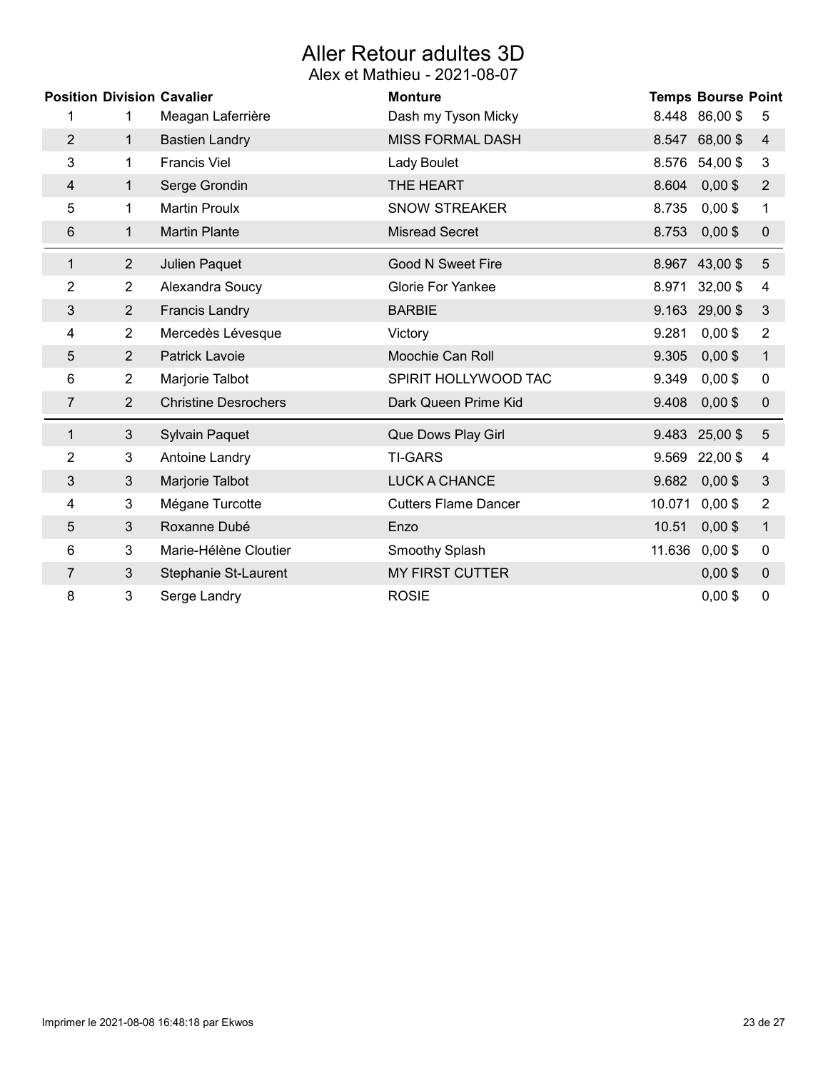# Aller Retour adultes 3D

Alex et Mathieu - 2021-08-07

| Position | Division | Cavalier | Monture | Temps | Bourse | Point |
|---|---|---|---|---|---|---|
| 1 | 1 | Meagan Laferrière | Dash my Tyson Micky | 8.448 | 86,00 $ | 5 |
| 2 | 1 | Bastien Landry | MISS FORMAL DASH | 8.547 | 68,00 $ | 4 |
| 3 | 1 | Francis Viel | Lady Boulet | 8.576 | 54,00 $ | 3 |
| 4 | 1 | Serge Grondin | THE HEART | 8.604 | 0,00 $ | 2 |
| 5 | 1 | Martin Proulx | SNOW STREAKER | 8.735 | 0,00 $ | 1 |
| 6 | 1 | Martin Plante | Misread Secret | 8.753 | 0,00 $ | 0 |
| 1 | 2 | Julien Paquet | Good N Sweet Fire | 8.967 | 43,00 $ | 5 |
| 2 | 2 | Alexandra Soucy | Glorie For Yankee | 8.971 | 32,00 $ | 4 |
| 3 | 2 | Francis Landry | BARBIE | 9.163 | 29,00 $ | 3 |
| 4 | 2 | Mercedès Lévesque | Victory | 9.281 | 0,00 $ | 2 |
| 5 | 2 | Patrick Lavoie | Moochie Can Roll | 9.305 | 0,00 $ | 1 |
| 6 | 2 | Marjorie Talbot | SPIRIT HOLLYWOOD TAC | 9.349 | 0,00 $ | 0 |
| 7 | 2 | Christine Desrochers | Dark Queen Prime Kid | 9.408 | 0,00 $ | 0 |
| 1 | 3 | Sylvain Paquet | Que Dows Play Girl | 9.483 | 25,00 $ | 5 |
| 2 | 3 | Antoine Landry | TI-GARS | 9.569 | 22,00 $ | 4 |
| 3 | 3 | Marjorie Talbot | LUCK A CHANCE | 9.682 | 0,00 $ | 3 |
| 4 | 3 | Mégane Turcotte | Cutters Flame Dancer | 10.071 | 0,00 $ | 2 |
| 5 | 3 | Roxanne Dubé | Enzo | 10.51 | 0,00 $ | 1 |
| 6 | 3 | Marie-Hélène Cloutier | Smoothy Splash | 11.636 | 0,00 $ | 0 |
| 7 | 3 | Stephanie St-Laurent | MY FIRST CUTTER | | 0,00 $ | 0 |
| 8 | 3 | Serge Landry | ROSIE | | 0,00 $ | 0 |

Imprimer le 2021-08-08 16:48:18 par Ekwos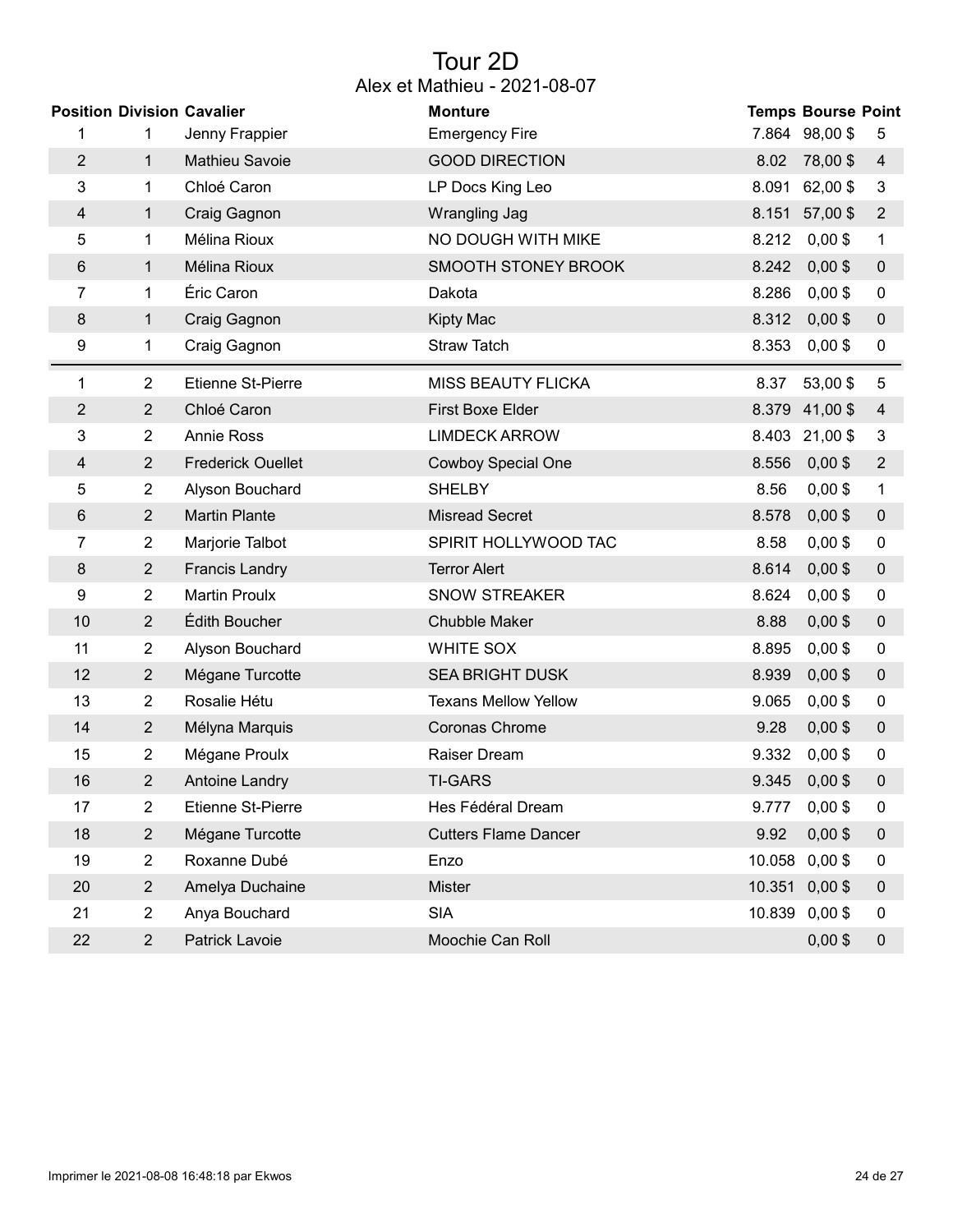# Tour 2D

## Alex et Mathieu - 2021-08-07

| Position | Division | Cavalier | Monture | Temps | Bourse | Point |
|---|---|---|---|---|---|---|
| 1 | 1 | Jenny Frappier | Emergency Fire | 7.864 | 98,00 $ | 5 |
| 2 | 1 | Mathieu Savoie | GOOD DIRECTION | 8.02 | 78,00 $ | 4 |
| 3 | 1 | Chloé Caron | LP Docs King Leo | 8.091 | 62,00 $ | 3 |
| 4 | 1 | Craig Gagnon | Wrangling Jag | 8.151 | 57,00 $ | 2 |
| 5 | 1 | Mélina Rioux | NO DOUGH WITH MIKE | 8.212 | 0,00 $ | 1 |
| 6 | 1 | Mélina Rioux | SMOOTH STONEY BROOK | 8.242 | 0,00 $ | 0 |
| 7 | 1 | Éric Caron | Dakota | 8.286 | 0,00 $ | 0 |
| 8 | 1 | Craig Gagnon | Kipty Mac | 8.312 | 0,00 $ | 0 |
| 9 | 1 | Craig Gagnon | Straw Tatch | 8.353 | 0,00 $ | 0 |
| 1 | 2 | Etienne St-Pierre | MISS BEAUTY FLICKA | 8.37 | 53,00 $ | 5 |
| 2 | 2 | Chloé Caron | First Boxe Elder | 8.379 | 41,00 $ | 4 |
| 3 | 2 | Annie Ross | LIMDECK ARROW | 8.403 | 21,00 $ | 3 |
| 4 | 2 | Frederick Ouellet | Cowboy Special One | 8.556 | 0,00 $ | 2 |
| 5 | 2 | Alyson Bouchard | SHELBY | 8.56 | 0,00 $ | 1 |
| 6 | 2 | Martin Plante | Misread Secret | 8.578 | 0,00 $ | 0 |
| 7 | 2 | Marjorie Talbot | SPIRIT HOLLYWOOD TAC | 8.58 | 0,00 $ | 0 |
| 8 | 2 | Francis Landry | Terror Alert | 8.614 | 0,00 $ | 0 |
| 9 | 2 | Martin Proulx | SNOW STREAKER | 8.624 | 0,00 $ | 0 |
| 10 | 2 | Édith Boucher | Chubble Maker | 8.88 | 0,00 $ | 0 |
| 11 | 2 | Alyson Bouchard | WHITE SOX | 8.895 | 0,00 $ | 0 |
| 12 | 2 | Mégane Turcotte | SEA BRIGHT DUSK | 8.939 | 0,00 $ | 0 |
| 13 | 2 | Rosalie Hétu | Texans Mellow Yellow | 9.065 | 0,00 $ | 0 |
| 14 | 2 | Mélyna Marquis | Coronas Chrome | 9.28 | 0,00 $ | 0 |
| 15 | 2 | Mégane Proulx | Raiser Dream | 9.332 | 0,00 $ | 0 |
| 16 | 2 | Antoine Landry | TI-GARS | 9.345 | 0,00 $ | 0 |
| 17 | 2 | Etienne St-Pierre | Hes Fédéral Dream | 9.777 | 0,00 $ | 0 |
| 18 | 2 | Mégane Turcotte | Cutters Flame Dancer | 9.92 | 0,00 $ | 0 |
| 19 | 2 | Roxanne Dubé | Enzo | 10.058 | 0,00 $ | 0 |
| 20 | 2 | Amelya Duchaine | Mister | 10.351 | 0,00 $ | 0 |
| 21 | 2 | Anya Bouchard | SIA | 10.839 | 0,00 $ | 0 |
| 22 | 2 | Patrick Lavoie | Moochie Can Roll | | 0,00 $ | 0 |

Imprimer le 2021-08-08 16:48:18 par Ekwos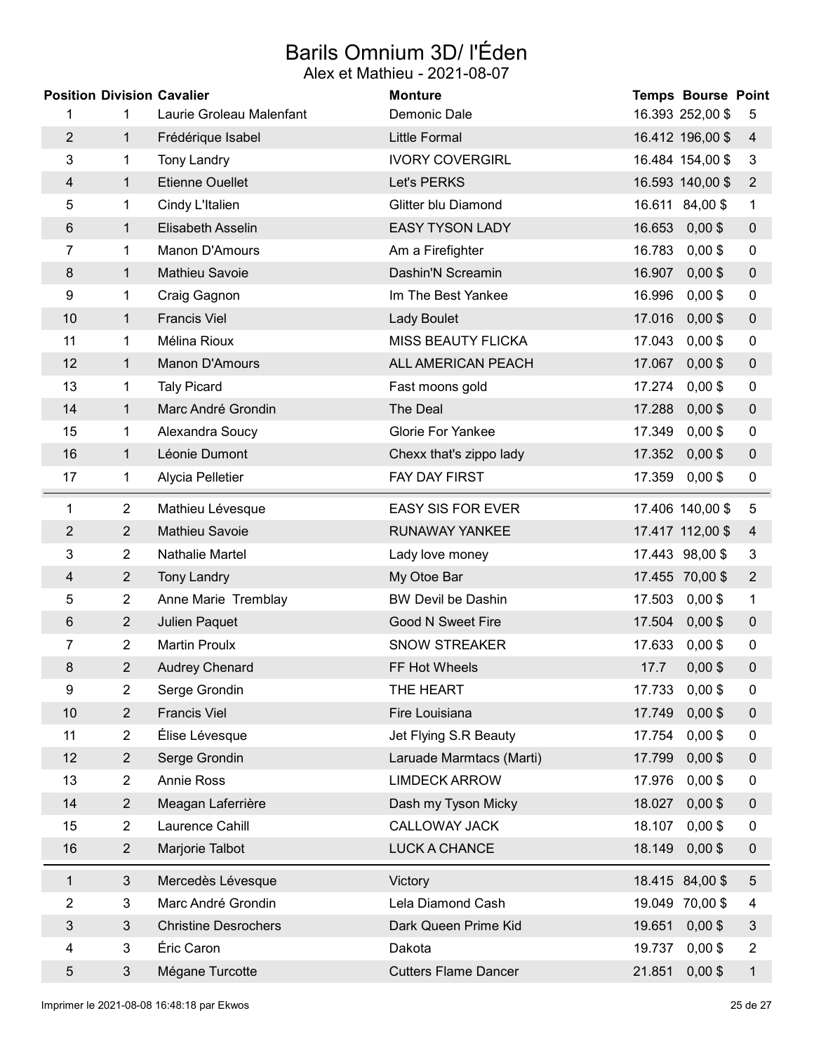# Barils Omnium 3D/ l'Éden

Alex et Mathieu - 2021-08-07

| Position | Division | Cavalier | Monture | Temps | Bourse | Point |
|---|---|---|---|---|---|---|
| 1 | 1 | Laurie Groleau Malenfant | Demonic Dale | 16.393 | 252,00 $ | 5 |
| 2 | 1 | Frédérique Isabel | Little Formal | 16.412 | 196,00 $ | 4 |
| 3 | 1 | Tony Landry | IVORY COVERGIRL | 16.484 | 154,00 $ | 3 |
| 4 | 1 | Etienne Ouellet | Let's PERKS | 16.593 | 140,00 $ | 2 |
| 5 | 1 | Cindy L'Italien | Glitter blu Diamond | 16.611 | 84,00 $ | 1 |
| 6 | 1 | Elisabeth Asselin | EASY TYSON LADY | 16.653 | 0,00 $ | 0 |
| 7 | 1 | Manon D'Amours | Am a Firefighter | 16.783 | 0,00 $ | 0 |
| 8 | 1 | Mathieu Savoie | Dashin'N Screamin | 16.907 | 0,00 $ | 0 |
| 9 | 1 | Craig Gagnon | Im The Best Yankee | 16.996 | 0,00 $ | 0 |
| 10 | 1 | Francis Viel | Lady Boulet | 17.016 | 0,00 $ | 0 |
| 11 | 1 | Mélina Rioux | MISS BEAUTY FLICKA | 17.043 | 0,00 $ | 0 |
| 12 | 1 | Manon D'Amours | ALL AMERICAN PEACH | 17.067 | 0,00 $ | 0 |
| 13 | 1 | Taly Picard | Fast moons gold | 17.274 | 0,00 $ | 0 |
| 14 | 1 | Marc André Grondin | The Deal | 17.288 | 0,00 $ | 0 |
| 15 | 1 | Alexandra Soucy | Glorie For Yankee | 17.349 | 0,00 $ | 0 |
| 16 | 1 | Léonie Dumont | Chexx that's zippo lady | 17.352 | 0,00 $ | 0 |
| 17 | 1 | Alycia Pelletier | FAY DAY FIRST | 17.359 | 0,00 $ | 0 |
| 1 | 2 | Mathieu Lévesque | EASY SIS FOR EVER | 17.406 | 140,00 $ | 5 |
| 2 | 2 | Mathieu Savoie | RUNAWAY YANKEE | 17.417 | 112,00 $ | 4 |
| 3 | 2 | Nathalie Martel | Lady love money | 17.443 | 98,00 $ | 3 |
| 4 | 2 | Tony Landry | My Otoe Bar | 17.455 | 70,00 $ | 2 |
| 5 | 2 | Anne Marie Tremblay | BW Devil be Dashin | 17.503 | 0,00 $ | 1 |
| 6 | 2 | Julien Paquet | Good N Sweet Fire | 17.504 | 0,00 $ | 0 |
| 7 | 2 | Martin Proulx | SNOW STREAKER | 17.633 | 0,00 $ | 0 |
| 8 | 2 | Audrey Chenard | FF Hot Wheels | 17.7 | 0,00 $ | 0 |
| 9 | 2 | Serge Grondin | THE HEART | 17.733 | 0,00 $ | 0 |
| 10 | 2 | Francis Viel | Fire Louisiana | 17.749 | 0,00 $ | 0 |
| 11 | 2 | Élise Lévesque | Jet Flying S.R Beauty | 17.754 | 0,00 $ | 0 |
| 12 | 2 | Serge Grondin | Laruade Marmtacs (Marti) | 17.799 | 0,00 $ | 0 |
| 13 | 2 | Annie Ross | LIMDECK ARROW | 17.976 | 0,00 $ | 0 |
| 14 | 2 | Meagan Laferrière | Dash my Tyson Micky | 18.027 | 0,00 $ | 0 |
| 15 | 2 | Laurence Cahill | CALLOWAY JACK | 18.107 | 0,00 $ | 0 |
| 16 | 2 | Marjorie Talbot | LUCK A CHANCE | 18.149 | 0,00 $ | 0 |
| 1 | 3 | Mercedès Lévesque | Victory | 18.415 | 84,00 $ | 5 |
| 2 | 3 | Marc André Grondin | Lela Diamond Cash | 19.049 | 70,00 $ | 4 |
| 3 | 3 | Christine Desrochers | Dark Queen Prime Kid | 19.651 | 0,00 $ | 3 |
| 4 | 3 | Éric Caron | Dakota | 19.737 | 0,00 $ | 2 |
| 5 | 3 | Mégane Turcotte | Cutters Flame Dancer | 21.851 | 0,00 $ | 1 |

Imprimer le 2021-08-08 16:48:18 par Ekwos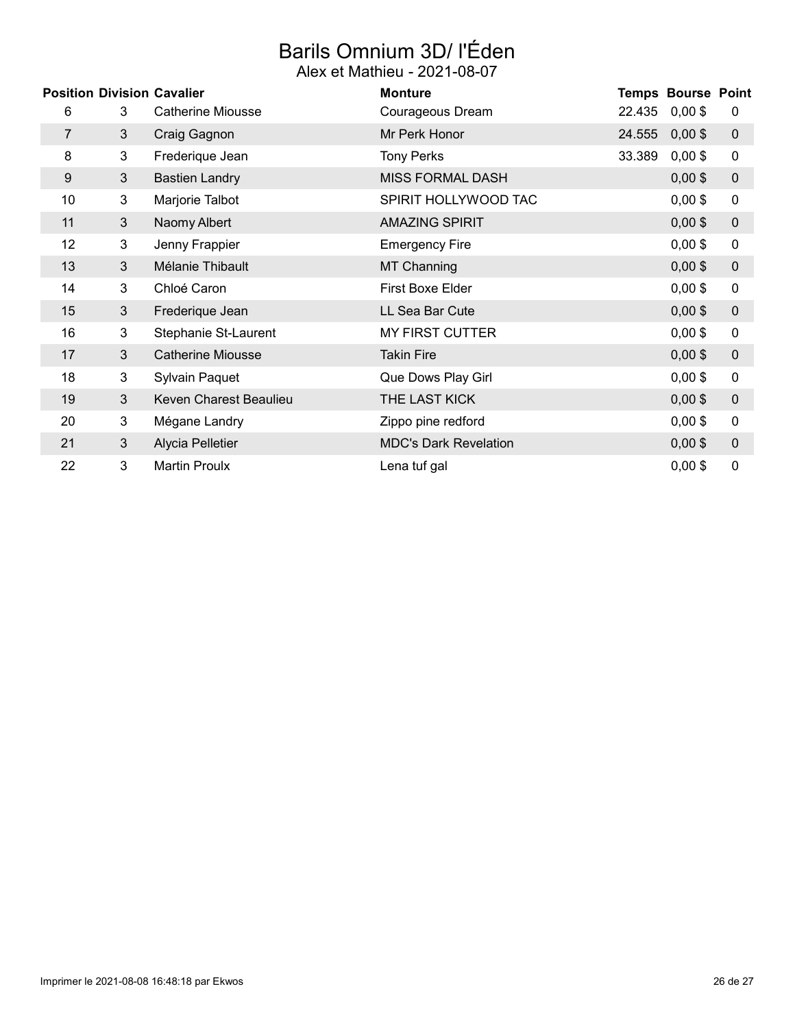# Barils Omnium 3D/ l'Éden

Alex et Mathieu - 2021-08-07

| Position | Division | Cavalier | Monture | Temps | Bourse | Point |
|---|---|---|---|---|---|---|
| 6 | 3 | Catherine Miousse | Courageous Dream | 22.435 | 0,00 $ | 0 |
| 7 | 3 | Craig Gagnon | Mr Perk Honor | 24.555 | 0,00 $ | 0 |
| 8 | 3 | Frederique Jean | Tony Perks | 33.389 | 0,00 $ | 0 |
| 9 | 3 | Bastien Landry | MISS FORMAL DASH | | 0,00 $ | 0 |
| 10 | 3 | Marjorie Talbot | SPIRIT HOLLYWOOD TAC | | 0,00 $ | 0 |
| 11 | 3 | Naomy Albert | AMAZING SPIRIT | | 0,00 $ | 0 |
| 12 | 3 | Jenny Frappier | Emergency Fire | | 0,00 $ | 0 |
| 13 | 3 | Mélanie Thibault | MT Channing | | 0,00 $ | 0 |
| 14 | 3 | Chloé Caron | First Boxe Elder | | 0,00 $ | 0 |
| 15 | 3 | Frederique Jean | LL Sea Bar Cute | | 0,00 $ | 0 |
| 16 | 3 | Stephanie St-Laurent | MY FIRST CUTTER | | 0,00 $ | 0 |
| 17 | 3 | Catherine Miousse | Takin Fire | | 0,00 $ | 0 |
| 18 | 3 | Sylvain Paquet | Que Dows Play Girl | | 0,00 $ | 0 |
| 19 | 3 | Keven Charest Beaulieu | THE LAST KICK | | 0,00 $ | 0 |
| 20 | 3 | Mégane Landry | Zippo pine redford | | 0,00 $ | 0 |
| 21 | 3 | Alycia Pelletier | MDC's Dark Revelation | | 0,00 $ | 0 |
| 22 | 3 | Martin Proulx | Lena tuf gal | | 0,00 $ | 0 |

Imprimer le 2021-08-08 16:48:18 par Ekwos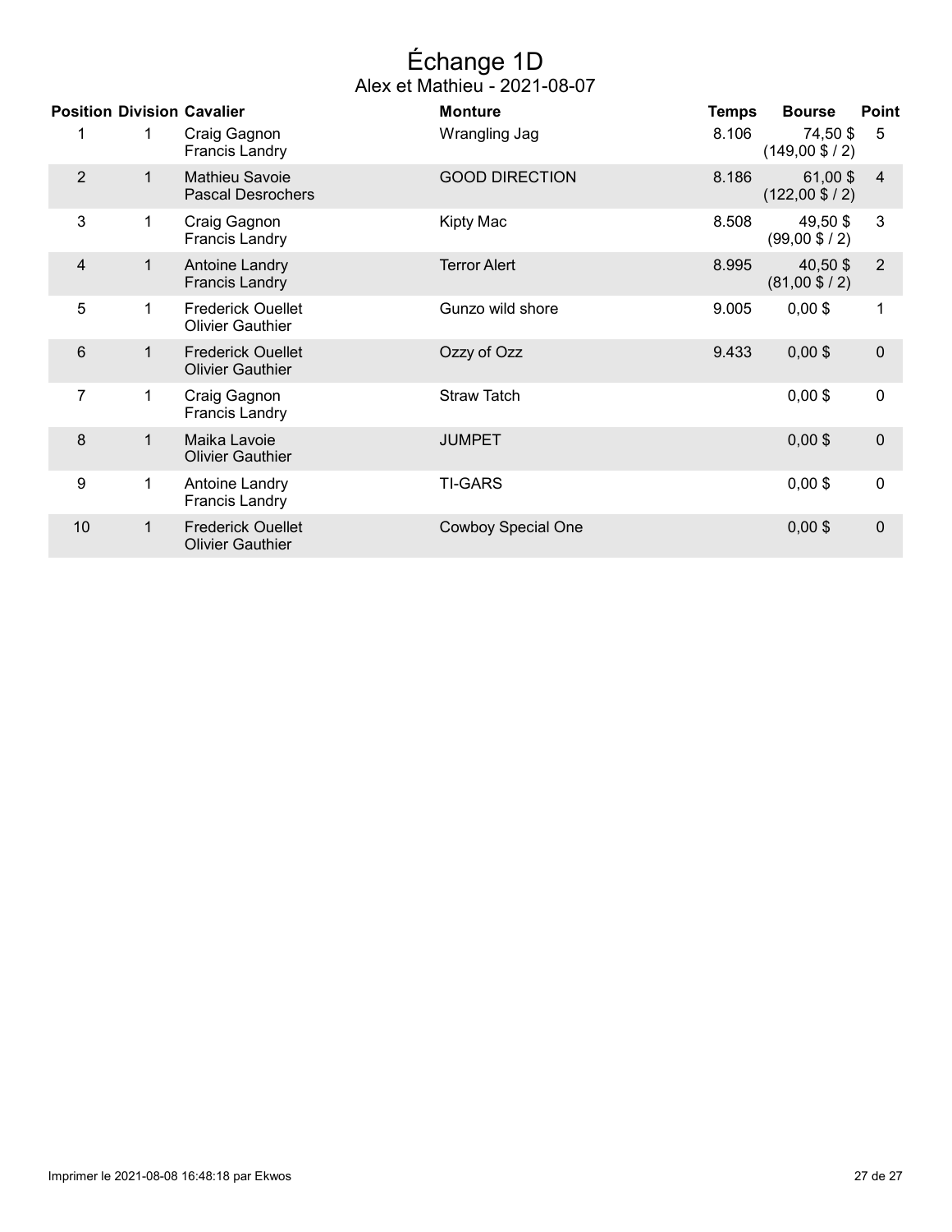# Échange 1D

## Alex et Mathieu - 2021-08-07

| Position | Division | Cavalier | Monture | Temps | Bourse | Point |
|---|---|---|---|---|---|---|
| 1 | 1 | Craig Gagnon<br>Francis Landry | Wrangling Jag | 8.106 | 74,50 $<br>(149,00 $ / 2) | 5 |
| 2 | 1 | Mathieu Savoie<br>Pascal Desrochers | GOOD DIRECTION | 8.186 | 61,00 $<br>(122,00 $ / 2) | 4 |
| 3 | 1 | Craig Gagnon<br>Francis Landry | Kipty Mac | 8.508 | 49,50 $<br>(99,00 $ / 2) | 3 |
| 4 | 1 | Antoine Landry<br>Francis Landry | Terror Alert | 8.995 | 40,50 $<br>(81,00 $ / 2) | 2 |
| 5 | 1 | Frederick Ouellet<br>Olivier Gauthier | Gunzo wild shore | 9.005 | 0,00 $ | 1 |
| 6 | 1 | Frederick Ouellet<br>Olivier Gauthier | Ozzy of Ozz | 9.433 | 0,00 $ | 0 |
| 7 | 1 | Craig Gagnon<br>Francis Landry | Straw Tatch | | 0,00 $ | 0 |
| 8 | 1 | Maika Lavoie<br>Olivier Gauthier | JUMPET | | 0,00 $ | 0 |
| 9 | 1 | Antoine Landry<br>Francis Landry | TI-GARS | | 0,00 $ | 0 |
| 10 | 1 | Frederick Ouellet<br>Olivier Gauthier | Cowboy Special One | | 0,00 $ | 0 |

Imprimer le 2021-08-08 16:48:18 par Ekwos